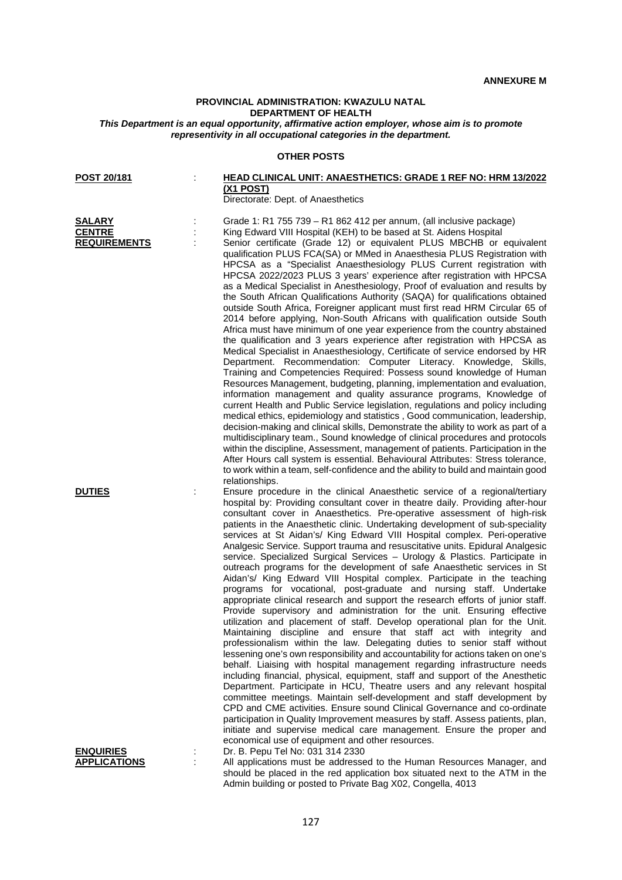**ANNEXURE M**

**PROVINCIAL ADMINISTRATION: KWAZULU NATAL**
**DEPARTMENT OF HEALTH**
***This Department is an equal opportunity, affirmative action employer, whose aim is to promote representivity in all occupational categories in the department.***

**OTHER POSTS**

**POST 20/181** : **HEAD CLINICAL UNIT: ANAESTHETICS: GRADE 1 REF NO: HRM 13/2022 (X1 POST)**
Directorate: Dept. of Anaesthetics

**SALARY** : Grade 1: R1 755 739 – R1 862 412 per annum, (all inclusive package)

**CENTRE** : King Edward VIII Hospital (KEH) to be based at St. Aidens Hospital

**REQUIREMENTS** : Senior certificate (Grade 12) or equivalent PLUS MBCHB or equivalent qualification PLUS FCA(SA) or MMed in Anaesthesia PLUS Registration with HPCSA as a "Specialist Anaesthesiology PLUS Current registration with HPCSA 2022/2023 PLUS 3 years' experience after registration with HPCSA as a Medical Specialist in Anesthesiology, Proof of evaluation and results by the South African Qualifications Authority (SAQA) for qualifications obtained outside South Africa, Foreigner applicant must first read HRM Circular 65 of 2014 before applying, Non-South Africans with qualification outside South Africa must have minimum of one year experience from the country abstained the qualification and 3 years experience after registration with HPCSA as Medical Specialist in Anaesthesiology, Certificate of service endorsed by HR Department. Recommendation: Computer Literacy. Knowledge, Skills, Training and Competencies Required: Possess sound knowledge of Human Resources Management, budgeting, planning, implementation and evaluation, information management and quality assurance programs, Knowledge of current Health and Public Service legislation, regulations and policy including medical ethics, epidemiology and statistics , Good communication, leadership, decision-making and clinical skills, Demonstrate the ability to work as part of a multidisciplinary team., Sound knowledge of clinical procedures and protocols within the discipline, Assessment, management of patients. Participation in the After Hours call system is essential. Behavioural Attributes: Stress tolerance, to work within a team, self-confidence and the ability to build and maintain good relationships.

**DUTIES** : Ensure procedure in the clinical Anaesthetic service of a regional/tertiary hospital by: Providing consultant cover in theatre daily. Providing after-hour consultant cover in Anaesthetics. Pre-operative assessment of high-risk patients in the Anaesthetic clinic. Undertaking development of sub-speciality services at St Aidan's/ King Edward VIII Hospital complex. Peri-operative Analgesic Service. Support trauma and resuscitative units. Epidural Analgesic service. Specialized Surgical Services – Urology & Plastics. Participate in outreach programs for the development of safe Anaesthetic services in St Aidan's/ King Edward VIII Hospital complex. Participate in the teaching programs for vocational, post-graduate and nursing staff. Undertake appropriate clinical research and support the research efforts of junior staff. Provide supervisory and administration for the unit. Ensuring effective utilization and placement of staff. Develop operational plan for the Unit. Maintaining discipline and ensure that staff act with integrity and professionalism within the law. Delegating duties to senior staff without lessening one's own responsibility and accountability for actions taken on one's behalf. Liaising with hospital management regarding infrastructure needs including financial, physical, equipment, staff and support of the Anesthetic Department. Participate in HCU, Theatre users and any relevant hospital committee meetings. Maintain self-development and staff development by CPD and CME activities. Ensure sound Clinical Governance and co-ordinate participation in Quality Improvement measures by staff. Assess patients, plan, initiate and supervise medical care management. Ensure the proper and economical use of equipment and other resources.

**ENQUIRIES** : Dr. B. Pepu Tel No: 031 314 2330

**APPLICATIONS** : All applications must be addressed to the Human Resources Manager, and should be placed in the red application box situated next to the ATM in the Admin building or posted to Private Bag X02, Congella, 4013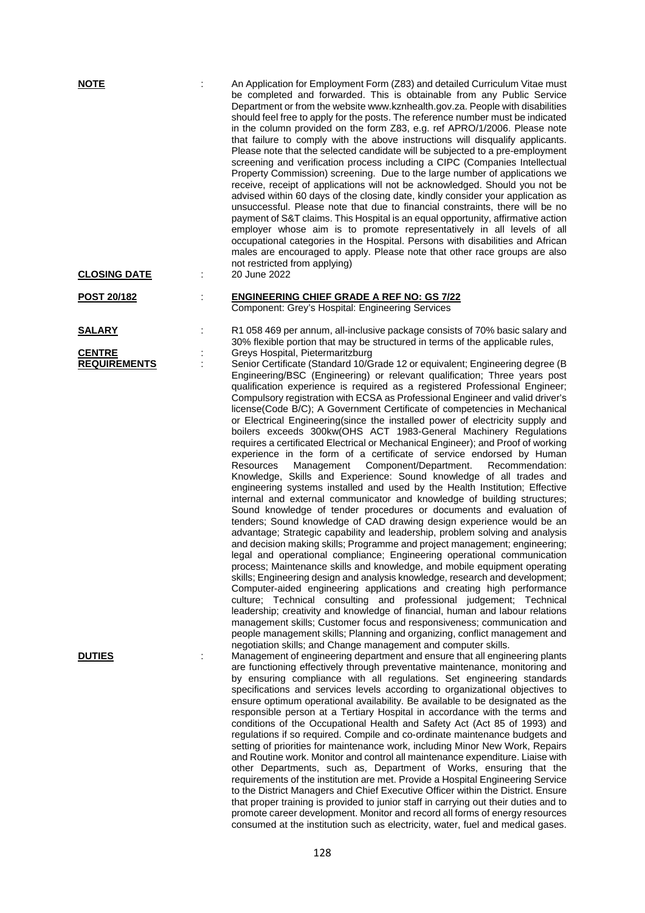**NOTE** : An Application for Employment Form (Z83) and detailed Curriculum Vitae must be completed and forwarded. This is obtainable from any Public Service Department or from the website www.kznhealth.gov.za. People with disabilities should feel free to apply for the posts. The reference number must be indicated in the column provided on the form Z83, e.g. ref APRO/1/2006. Please note that failure to comply with the above instructions will disqualify applicants. Please note that the selected candidate will be subjected to a pre-employment screening and verification process including a CIPC (Companies Intellectual Property Commission) screening. Due to the large number of applications we receive, receipt of applications will not be acknowledged. Should you not be advised within 60 days of the closing date, kindly consider your application as unsuccessful. Please note that due to financial constraints, there will be no payment of S&T claims. This Hospital is an equal opportunity, affirmative action employer whose aim is to promote representatively in all levels of all occupational categories in the Hospital. Persons with disabilities and African males are encouraged to apply. Please note that other race groups are also not restricted from applying)

**CLOSING DATE** : 20 June 2022

**POST 20/182** : **ENGINEERING CHIEF GRADE A REF NO: GS 7/22**
Component: Grey's Hospital: Engineering Services

**SALARY** : R1 058 469 per annum, all-inclusive package consists of 70% basic salary and 30% flexible portion that may be structured in terms of the applicable rules,

**CENTRE** : Greys Hospital, Pietermaritzburg

**REQUIREMENTS** : Senior Certificate (Standard 10/Grade 12 or equivalent; Engineering degree (B Engineering/BSC (Engineering) or relevant qualification; Three years post qualification experience is required as a registered Professional Engineer; Compulsory registration with ECSA as Professional Engineer and valid driver's license(Code B/C); A Government Certificate of competencies in Mechanical or Electrical Engineering(since the installed power of electricity supply and boilers exceeds 300kw(OHS ACT 1983-General Machinery Regulations requires a certificated Electrical or Mechanical Engineer); and Proof of working experience in the form of a certificate of service endorsed by Human Resources Management Component/Department. Recommendation: Knowledge, Skills and Experience: Sound knowledge of all trades and engineering systems installed and used by the Health Institution; Effective internal and external communicator and knowledge of building structures; Sound knowledge of tender procedures or documents and evaluation of tenders; Sound knowledge of CAD drawing design experience would be an advantage; Strategic capability and leadership, problem solving and analysis and decision making skills; Programme and project management; engineering; legal and operational compliance; Engineering operational communication process; Maintenance skills and knowledge, and mobile equipment operating skills; Engineering design and analysis knowledge, research and development; Computer-aided engineering applications and creating high performance culture; Technical consulting and professional judgement; Technical leadership; creativity and knowledge of financial, human and labour relations management skills; Customer focus and responsiveness; communication and people management skills; Planning and organizing, conflict management and negotiation skills; and Change management and computer skills.

**DUTIES** : Management of engineering department and ensure that all engineering plants are functioning effectively through preventative maintenance, monitoring and by ensuring compliance with all regulations. Set engineering standards specifications and services levels according to organizational objectives to ensure optimum operational availability. Be available to be designated as the responsible person at a Tertiary Hospital in accordance with the terms and conditions of the Occupational Health and Safety Act (Act 85 of 1993) and regulations if so required. Compile and co-ordinate maintenance budgets and setting of priorities for maintenance work, including Minor New Work, Repairs and Routine work. Monitor and control all maintenance expenditure. Liaise with other Departments, such as, Department of Works, ensuring that the requirements of the institution are met. Provide a Hospital Engineering Service to the District Managers and Chief Executive Officer within the District. Ensure that proper training is provided to junior staff in carrying out their duties and to promote career development. Monitor and record all forms of energy resources consumed at the institution such as electricity, water, fuel and medical gases.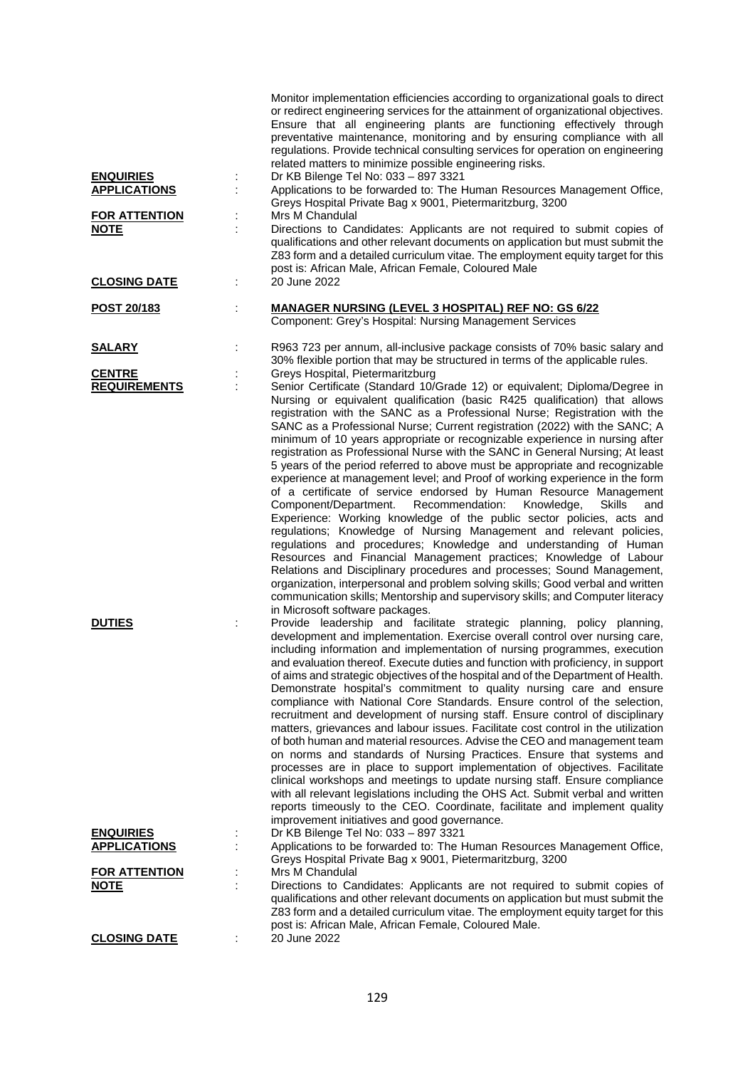Monitor implementation efficiencies according to organizational goals to direct or redirect engineering services for the attainment of organizational objectives. Ensure that all engineering plants are functioning effectively through preventative maintenance, monitoring and by ensuring compliance with all regulations. Provide technical consulting services for operation on engineering related matters to minimize possible engineering risks.

**ENQUIRIES** : Dr KB Bilenge Tel No: 033 – 897 3321

**APPLICATIONS** : Applications to be forwarded to: The Human Resources Management Office, Greys Hospital Private Bag x 9001, Pietermaritzburg, 3200

**FOR ATTENTION** : Mrs M Chandulal

**NOTE** : Directions to Candidates: Applicants are not required to submit copies of qualifications and other relevant documents on application but must submit the Z83 form and a detailed curriculum vitae. The employment equity target for this post is: African Male, African Female, Coloured Male

**CLOSING DATE** : 20 June 2022

## POST 20/183 : MANAGER NURSING (LEVEL 3 HOSPITAL) REF NO: GS 6/22

Component: Grey's Hospital: Nursing Management Services

**SALARY** : R963 723 per annum, all-inclusive package consists of 70% basic salary and 30% flexible portion that may be structured in terms of the applicable rules.

**CENTRE** : Greys Hospital, Pietermaritzburg

**REQUIREMENTS** : Senior Certificate (Standard 10/Grade 12) or equivalent; Diploma/Degree in Nursing or equivalent qualification (basic R425 qualification) that allows registration with the SANC as a Professional Nurse; Registration with the SANC as a Professional Nurse; Current registration (2022) with the SANC; A minimum of 10 years appropriate or recognizable experience in nursing after registration as Professional Nurse with the SANC in General Nursing; At least 5 years of the period referred to above must be appropriate and recognizable experience at management level; and Proof of working experience in the form of a certificate of service endorsed by Human Resource Management Component/Department. Recommendation: Knowledge, Skills and Experience: Working knowledge of the public sector policies, acts and regulations; Knowledge of Nursing Management and relevant policies, regulations and procedures; Knowledge and understanding of Human Resources and Financial Management practices; Knowledge of Labour Relations and Disciplinary procedures and processes; Sound Management, organization, interpersonal and problem solving skills; Good verbal and written communication skills; Mentorship and supervisory skills; and Computer literacy in Microsoft software packages.

**DUTIES** : Provide leadership and facilitate strategic planning, policy planning, development and implementation. Exercise overall control over nursing care, including information and implementation of nursing programmes, execution and evaluation thereof. Execute duties and function with proficiency, in support of aims and strategic objectives of the hospital and of the Department of Health. Demonstrate hospital's commitment to quality nursing care and ensure compliance with National Core Standards. Ensure control of the selection, recruitment and development of nursing staff. Ensure control of disciplinary matters, grievances and labour issues. Facilitate cost control in the utilization of both human and material resources. Advise the CEO and management team on norms and standards of Nursing Practices. Ensure that systems and processes are in place to support implementation of objectives. Facilitate clinical workshops and meetings to update nursing staff. Ensure compliance with all relevant legislations including the OHS Act. Submit verbal and written reports timeously to the CEO. Coordinate, facilitate and implement quality improvement initiatives and good governance.

**ENQUIRIES** : Dr KB Bilenge Tel No: 033 – 897 3321

**APPLICATIONS** : Applications to be forwarded to: The Human Resources Management Office, Greys Hospital Private Bag x 9001, Pietermaritzburg, 3200

**FOR ATTENTION** : Mrs M Chandulal

**NOTE** : Directions to Candidates: Applicants are not required to submit copies of qualifications and other relevant documents on application but must submit the Z83 form and a detailed curriculum vitae. The employment equity target for this post is: African Male, African Female, Coloured Male.

**CLOSING DATE** : 20 June 2022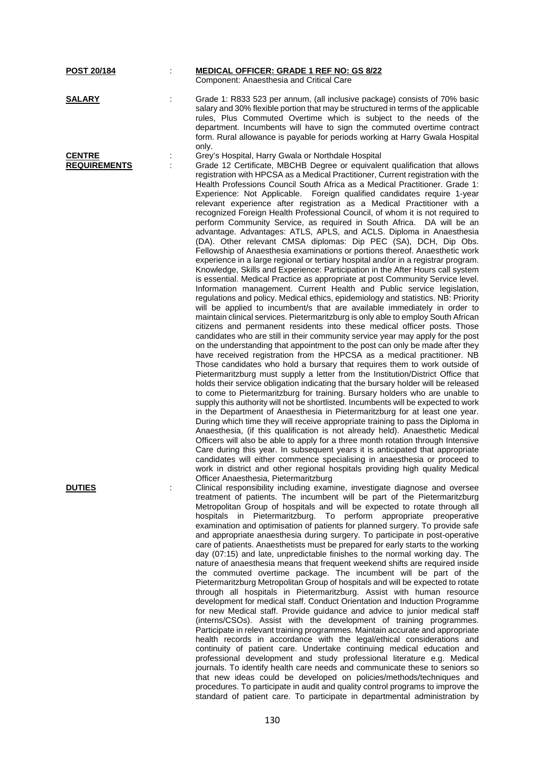**POST 20/184** : **MEDICAL OFFICER: GRADE 1 REF NO: GS 8/22**
Component: Anaesthesia and Critical Care

**SALARY** : Grade 1: R833 523 per annum, (all inclusive package) consists of 70% basic salary and 30% flexible portion that may be structured in terms of the applicable rules, Plus Commuted Overtime which is subject to the needs of the department. Incumbents will have to sign the commuted overtime contract form. Rural allowance is payable for periods working at Harry Gwala Hospital only.

**CENTRE** : Grey's Hospital, Harry Gwala or Northdale Hospital

**REQUIREMENTS** : Grade 12 Certificate, MBCHB Degree or equivalent qualification that allows registration with HPCSA as a Medical Practitioner, Current registration with the Health Professions Council South Africa as a Medical Practitioner. Grade 1: Experience: Not Applicable. Foreign qualified candidates require 1-year relevant experience after registration as a Medical Practitioner with a recognized Foreign Health Professional Council, of whom it is not required to perform Community Service, as required in South Africa. DA will be an advantage. Advantages: ATLS, APLS, and ACLS. Diploma in Anaesthesia (DA). Other relevant CMSA diplomas: Dip PEC (SA), DCH, Dip Obs. Fellowship of Anaesthesia examinations or portions thereof. Anaesthetic work experience in a large regional or tertiary hospital and/or in a registrar program. Knowledge, Skills and Experience: Participation in the After Hours call system is essential. Medical Practice as appropriate at post Community Service level. Information management. Current Health and Public service legislation, regulations and policy. Medical ethics, epidemiology and statistics. NB: Priority will be applied to incumbent/s that are available immediately in order to maintain clinical services. Pietermaritzburg is only able to employ South African citizens and permanent residents into these medical officer posts. Those candidates who are still in their community service year may apply for the post on the understanding that appointment to the post can only be made after they have received registration from the HPCSA as a medical practitioner. NB Those candidates who hold a bursary that requires them to work outside of Pietermaritzburg must supply a letter from the Institution/District Office that holds their service obligation indicating that the bursary holder will be released to come to Pietermaritzburg for training. Bursary holders who are unable to supply this authority will not be shortlisted. Incumbents will be expected to work in the Department of Anaesthesia in Pietermaritzburg for at least one year. During which time they will receive appropriate training to pass the Diploma in Anaesthesia, (if this qualification is not already held). Anaesthetic Medical Officers will also be able to apply for a three month rotation through Intensive Care during this year. In subsequent years it is anticipated that appropriate candidates will either commence specialising in anaesthesia or proceed to work in district and other regional hospitals providing high quality Medical Officer Anaesthesia, Pietermaritzburg

**DUTIES** : Clinical responsibility including examine, investigate diagnose and oversee treatment of patients. The incumbent will be part of the Pietermaritzburg Metropolitan Group of hospitals and will be expected to rotate through all hospitals in Pietermaritzburg. To perform appropriate preoperative examination and optimisation of patients for planned surgery. To provide safe and appropriate anaesthesia during surgery. To participate in post-operative care of patients. Anaesthetists must be prepared for early starts to the working day (07:15) and late, unpredictable finishes to the normal working day. The nature of anaesthesia means that frequent weekend shifts are required inside the commuted overtime package. The incumbent will be part of the Pietermaritzburg Metropolitan Group of hospitals and will be expected to rotate through all hospitals in Pietermaritzburg. Assist with human resource development for medical staff. Conduct Orientation and Induction Programme for new Medical staff. Provide guidance and advice to junior medical staff (interns/CSOs). Assist with the development of training programmes. Participate in relevant training programmes. Maintain accurate and appropriate health records in accordance with the legal/ethical considerations and continuity of patient care. Undertake continuing medical education and professional development and study professional literature e.g. Medical journals. To identify health care needs and communicate these to seniors so that new ideas could be developed on policies/methods/techniques and procedures. To participate in audit and quality control programs to improve the standard of patient care. To participate in departmental administration by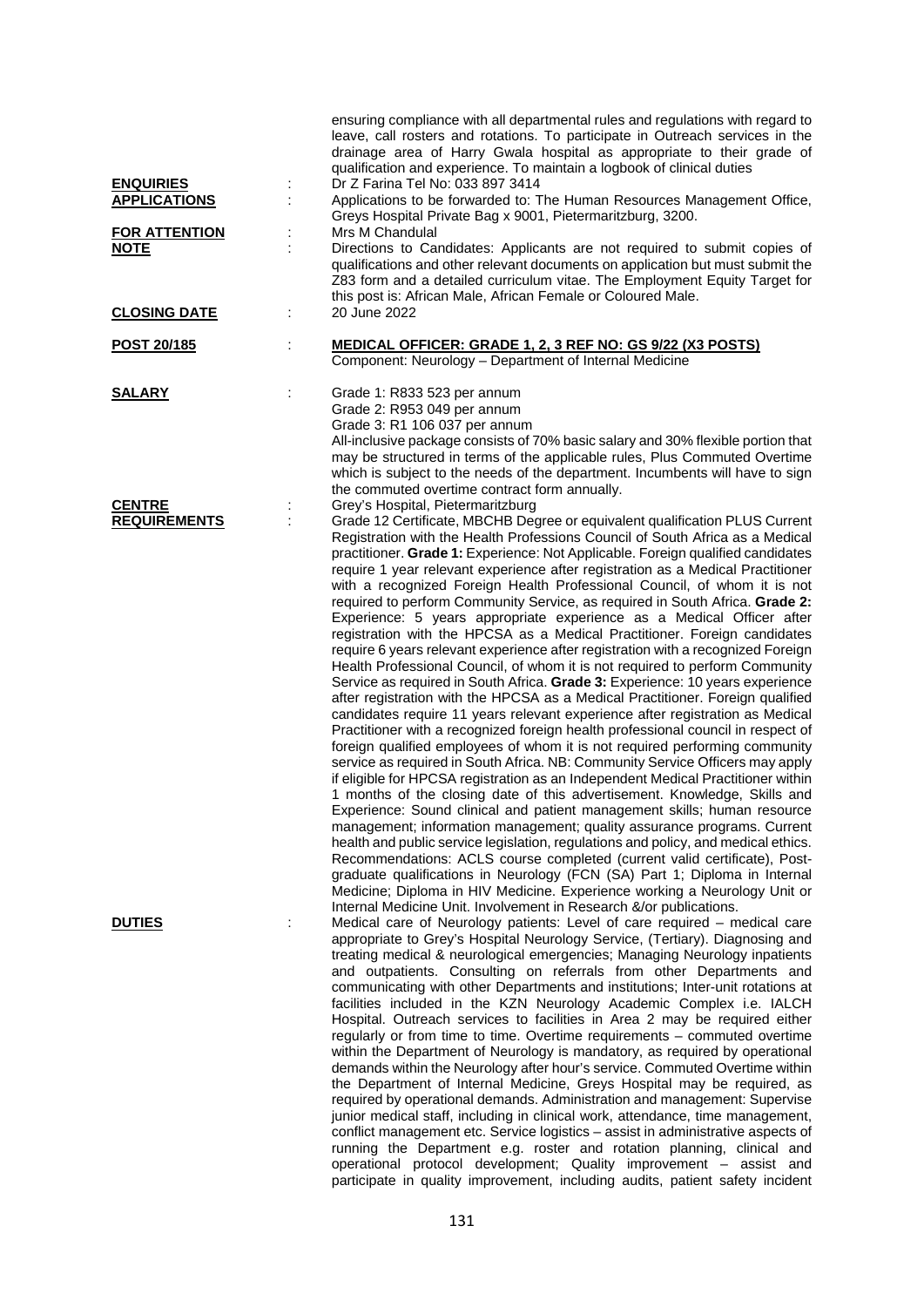ensuring compliance with all departmental rules and regulations with regard to leave, call rosters and rotations. To participate in Outreach services in the drainage area of Harry Gwala hospital as appropriate to their grade of qualification and experience. To maintain a logbook of clinical duties

**ENQUIRIES** : Dr Z Farina Tel No: 033 897 3414

**APPLICATIONS** : Applications to be forwarded to: The Human Resources Management Office, Greys Hospital Private Bag x 9001, Pietermaritzburg, 3200.

**FOR ATTENTION** : Mrs M Chandulal

**NOTE** : Directions to Candidates: Applicants are not required to submit copies of qualifications and other relevant documents on application but must submit the Z83 form and a detailed curriculum vitae. The Employment Equity Target for this post is: African Male, African Female or Coloured Male.

**CLOSING DATE** : 20 June 2022

**POST 20/185** : **MEDICAL OFFICER: GRADE 1, 2, 3 REF NO: GS 9/22 (X3 POSTS)**

Component: Neurology – Department of Internal Medicine

**SALARY** : Grade 1: R833 523 per annum
Grade 2: R953 049 per annum
Grade 3: R1 106 037 per annum
All-inclusive package consists of 70% basic salary and 30% flexible portion that may be structured in terms of the applicable rules, Plus Commuted Overtime which is subject to the needs of the department. Incumbents will have to sign the commuted overtime contract form annually.

**CENTRE** : Grey's Hospital, Pietermaritzburg

**REQUIREMENTS** : Grade 12 Certificate, MBCHB Degree or equivalent qualification PLUS Current Registration with the Health Professions Council of South Africa as a Medical practitioner. **Grade 1:** Experience: Not Applicable. Foreign qualified candidates require 1 year relevant experience after registration as a Medical Practitioner with a recognized Foreign Health Professional Council, of whom it is not required to perform Community Service, as required in South Africa. **Grade 2:** Experience: 5 years appropriate experience as a Medical Officer after registration with the HPCSA as a Medical Practitioner. Foreign candidates require 6 years relevant experience after registration with a recognized Foreign Health Professional Council, of whom it is not required to perform Community Service as required in South Africa. **Grade 3:** Experience: 10 years experience after registration with the HPCSA as a Medical Practitioner. Foreign qualified candidates require 11 years relevant experience after registration as Medical Practitioner with a recognized foreign health professional council in respect of foreign qualified employees of whom it is not required performing community service as required in South Africa. NB: Community Service Officers may apply if eligible for HPCSA registration as an Independent Medical Practitioner within 1 months of the closing date of this advertisement. Knowledge, Skills and Experience: Sound clinical and patient management skills; human resource management; information management; quality assurance programs. Current health and public service legislation, regulations and policy, and medical ethics. Recommendations: ACLS course completed (current valid certificate), Post-graduate qualifications in Neurology (FCN (SA) Part 1; Diploma in Internal Medicine; Diploma in HIV Medicine. Experience working a Neurology Unit or Internal Medicine Unit. Involvement in Research &/or publications.

**DUTIES** : Medical care of Neurology patients: Level of care required – medical care appropriate to Grey's Hospital Neurology Service, (Tertiary). Diagnosing and treating medical & neurological emergencies; Managing Neurology inpatients and outpatients. Consulting on referrals from other Departments and communicating with other Departments and institutions; Inter-unit rotations at facilities included in the KZN Neurology Academic Complex i.e. IALCH Hospital. Outreach services to facilities in Area 2 may be required either regularly or from time to time. Overtime requirements – commuted overtime within the Department of Neurology is mandatory, as required by operational demands within the Neurology after hour's service. Commuted Overtime within the Department of Internal Medicine, Greys Hospital may be required, as required by operational demands. Administration and management: Supervise junior medical staff, including in clinical work, attendance, time management, conflict management etc. Service logistics – assist in administrative aspects of running the Department e.g. roster and rotation planning, clinical and operational protocol development; Quality improvement – assist and participate in quality improvement, including audits, patient safety incident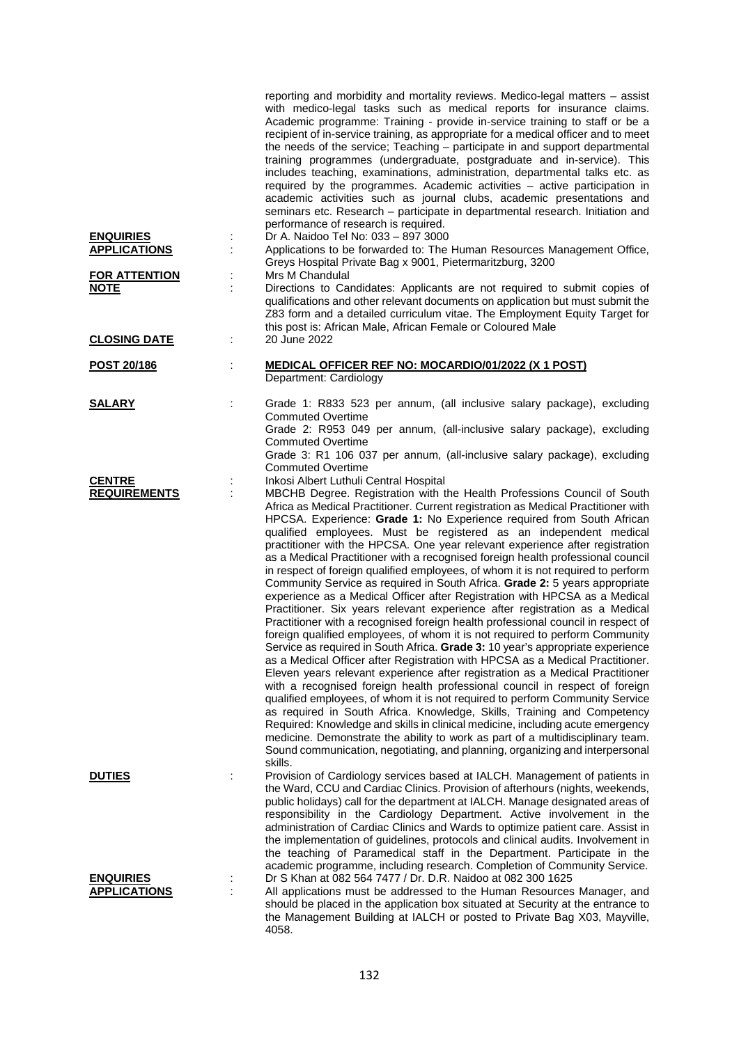reporting and morbidity and mortality reviews. Medico-legal matters – assist with medico-legal tasks such as medical reports for insurance claims. Academic programme: Training - provide in-service training to staff or be a recipient of in-service training, as appropriate for a medical officer and to meet the needs of the service; Teaching – participate in and support departmental training programmes (undergraduate, postgraduate and in-service). This includes teaching, examinations, administration, departmental talks etc. as required by the programmes. Academic activities – active participation in academic activities such as journal clubs, academic presentations and seminars etc. Research – participate in departmental research. Initiation and performance of research is required.

**ENQUIRIES** : Dr A. Naidoo Tel No: 033 – 897 3000

**APPLICATIONS** : Applications to be forwarded to: The Human Resources Management Office, Greys Hospital Private Bag x 9001, Pietermaritzburg, 3200

**FOR ATTENTION** : Mrs M Chandulal

**NOTE** : Directions to Candidates: Applicants are not required to submit copies of qualifications and other relevant documents on application but must submit the Z83 form and a detailed curriculum vitae. The Employment Equity Target for this post is: African Male, African Female or Coloured Male

**CLOSING DATE** : 20 June 2022

**POST 20/186** : **MEDICAL OFFICER REF NO: MOCARDIO/01/2022 (X 1 POST)**
Department: Cardiology

**SALARY** : Grade 1: R833 523 per annum, (all inclusive salary package), excluding Commuted Overtime
Grade 2: R953 049 per annum, (all-inclusive salary package), excluding Commuted Overtime
Grade 3: R1 106 037 per annum, (all-inclusive salary package), excluding Commuted Overtime

**CENTRE** : Inkosi Albert Luthuli Central Hospital

**REQUIREMENTS** : MBCHB Degree. Registration with the Health Professions Council of South Africa as Medical Practitioner. Current registration as Medical Practitioner with HPCSA. Experience: **Grade 1:** No Experience required from South African qualified employees. Must be registered as an independent medical practitioner with the HPCSA. One year relevant experience after registration as a Medical Practitioner with a recognised foreign health professional council in respect of foreign qualified employees, of whom it is not required to perform Community Service as required in South Africa. **Grade 2:** 5 years appropriate experience as a Medical Officer after Registration with HPCSA as a Medical Practitioner. Six years relevant experience after registration as a Medical Practitioner with a recognised foreign health professional council in respect of foreign qualified employees, of whom it is not required to perform Community Service as required in South Africa. **Grade 3:** 10 year's appropriate experience as a Medical Officer after Registration with HPCSA as a Medical Practitioner. Eleven years relevant experience after registration as a Medical Practitioner with a recognised foreign health professional council in respect of foreign qualified employees, of whom it is not required to perform Community Service as required in South Africa. Knowledge, Skills, Training and Competency Required: Knowledge and skills in clinical medicine, including acute emergency medicine. Demonstrate the ability to work as part of a multidisciplinary team. Sound communication, negotiating, and planning, organizing and interpersonal skills.

**DUTIES** : Provision of Cardiology services based at IALCH. Management of patients in the Ward, CCU and Cardiac Clinics. Provision of afterhours (nights, weekends, public holidays) call for the department at IALCH. Manage designated areas of responsibility in the Cardiology Department. Active involvement in the administration of Cardiac Clinics and Wards to optimize patient care. Assist in the implementation of guidelines, protocols and clinical audits. Involvement in the teaching of Paramedical staff in the Department. Participate in the academic programme, including research. Completion of Community Service.

**ENQUIRIES** : Dr S Khan at 082 564 7477 / Dr. D.R. Naidoo at 082 300 1625

**APPLICATIONS** : All applications must be addressed to the Human Resources Manager, and should be placed in the application box situated at Security at the entrance to the Management Building at IALCH or posted to Private Bag X03, Mayville, 4058.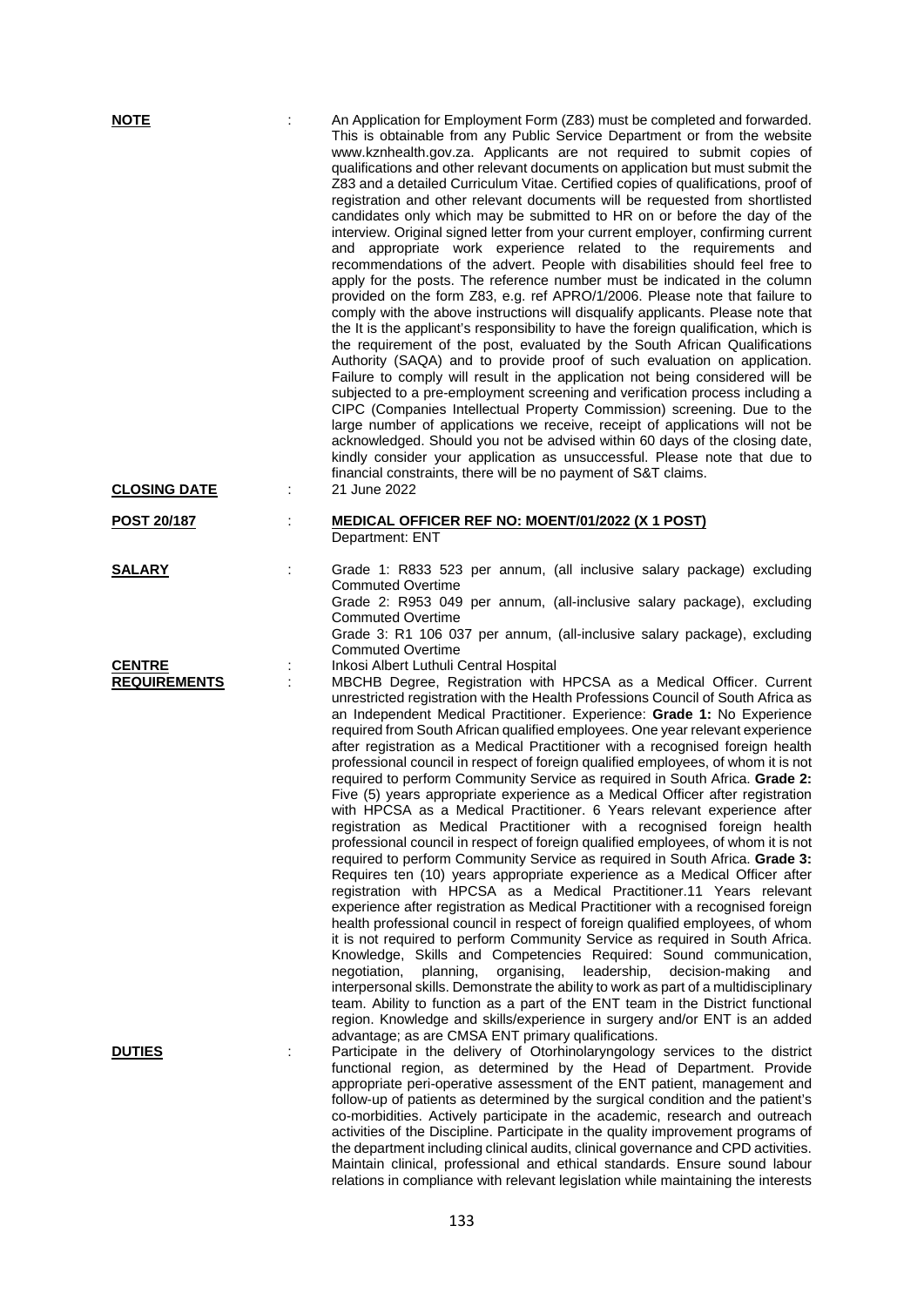**NOTE** : An Application for Employment Form (Z83) must be completed and forwarded. This is obtainable from any Public Service Department or from the website www.kznhealth.gov.za. Applicants are not required to submit copies of qualifications and other relevant documents on application but must submit the Z83 and a detailed Curriculum Vitae. Certified copies of qualifications, proof of registration and other relevant documents will be requested from shortlisted candidates only which may be submitted to HR on or before the day of the interview. Original signed letter from your current employer, confirming current and appropriate work experience related to the requirements and recommendations of the advert. People with disabilities should feel free to apply for the posts. The reference number must be indicated in the column provided on the form Z83, e.g. ref APRO/1/2006. Please note that failure to comply with the above instructions will disqualify applicants. Please note that the It is the applicant's responsibility to have the foreign qualification, which is the requirement of the post, evaluated by the South African Qualifications Authority (SAQA) and to provide proof of such evaluation on application. Failure to comply will result in the application not being considered will be subjected to a pre-employment screening and verification process including a CIPC (Companies Intellectual Property Commission) screening. Due to the large number of applications we receive, receipt of applications will not be acknowledged. Should you not be advised within 60 days of the closing date, kindly consider your application as unsuccessful. Please note that due to financial constraints, there will be no payment of S&T claims.

**CLOSING DATE** : 21 June 2022

**POST 20/187** : **MEDICAL OFFICER REF NO: MOENT/01/2022 (X 1 POST)**
Department: ENT

**SALARY** : Grade 1: R833 523 per annum, (all inclusive salary package) excluding Commuted Overtime
Grade 2: R953 049 per annum, (all-inclusive salary package), excluding Commuted Overtime
Grade 3: R1 106 037 per annum, (all-inclusive salary package), excluding Commuted Overtime

**CENTRE** : Inkosi Albert Luthuli Central Hospital

**REQUIREMENTS** : MBCHB Degree, Registration with HPCSA as a Medical Officer. Current unrestricted registration with the Health Professions Council of South Africa as an Independent Medical Practitioner. Experience: **Grade 1:** No Experience required from South African qualified employees. One year relevant experience after registration as a Medical Practitioner with a recognised foreign health professional council in respect of foreign qualified employees, of whom it is not required to perform Community Service as required in South Africa. **Grade 2:** Five (5) years appropriate experience as a Medical Officer after registration with HPCSA as a Medical Practitioner. 6 Years relevant experience after registration as Medical Practitioner with a recognised foreign health professional council in respect of foreign qualified employees, of whom it is not required to perform Community Service as required in South Africa. **Grade 3:** Requires ten (10) years appropriate experience as a Medical Officer after registration with HPCSA as a Medical Practitioner.11 Years relevant experience after registration as Medical Practitioner with a recognised foreign health professional council in respect of foreign qualified employees, of whom it is not required to perform Community Service as required in South Africa. Knowledge, Skills and Competencies Required: Sound communication, negotiation, planning, organising, leadership, decision-making and interpersonal skills. Demonstrate the ability to work as part of a multidisciplinary team. Ability to function as a part of the ENT team in the District functional region. Knowledge and skills/experience in surgery and/or ENT is an added advantage; as are CMSA ENT primary qualifications.

**DUTIES** : Participate in the delivery of Otorhinolaryngology services to the district functional region, as determined by the Head of Department. Provide appropriate peri-operative assessment of the ENT patient, management and follow-up of patients as determined by the surgical condition and the patient's co-morbidities. Actively participate in the academic, research and outreach activities of the Discipline. Participate in the quality improvement programs of the department including clinical audits, clinical governance and CPD activities. Maintain clinical, professional and ethical standards. Ensure sound labour relations in compliance with relevant legislation while maintaining the interests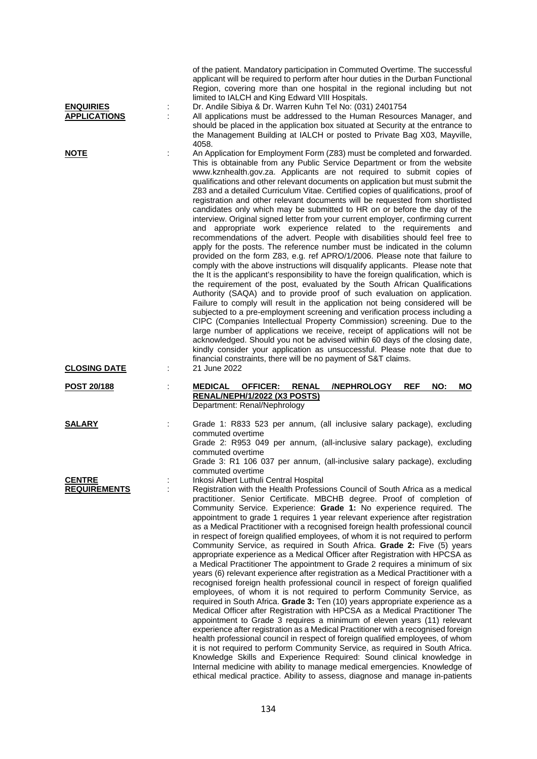of the patient. Mandatory participation in Commuted Overtime. The successful applicant will be required to perform after hour duties in the Durban Functional Region, covering more than one hospital in the regional including but not limited to IALCH and King Edward VIII Hospitals.

**ENQUIRIES** : Dr. Andile Sibiya & Dr. Warren Kuhn Tel No: (031) 2401754

**APPLICATIONS** : All applications must be addressed to the Human Resources Manager, and should be placed in the application box situated at Security at the entrance to the Management Building at IALCH or posted to Private Bag X03, Mayville, 4058.

**NOTE** : An Application for Employment Form (Z83) must be completed and forwarded. This is obtainable from any Public Service Department or from the website www.kznhealth.gov.za. Applicants are not required to submit copies of qualifications and other relevant documents on application but must submit the Z83 and a detailed Curriculum Vitae. Certified copies of qualifications, proof of registration and other relevant documents will be requested from shortlisted candidates only which may be submitted to HR on or before the day of the interview. Original signed letter from your current employer, confirming current and appropriate work experience related to the requirements and recommendations of the advert. People with disabilities should feel free to apply for the posts. The reference number must be indicated in the column provided on the form Z83, e.g. ref APRO/1/2006. Please note that failure to comply with the above instructions will disqualify applicants. Please note that the It is the applicant's responsibility to have the foreign qualification, which is the requirement of the post, evaluated by the South African Qualifications Authority (SAQA) and to provide proof of such evaluation on application. Failure to comply will result in the application not being considered will be subjected to a pre-employment screening and verification process including a CIPC (Companies Intellectual Property Commission) screening. Due to the large number of applications we receive, receipt of applications will not be acknowledged. Should you not be advised within 60 days of the closing date, kindly consider your application as unsuccessful. Please note that due to financial constraints, there will be no payment of S&T claims.

**CLOSING DATE** : 21 June 2022

**POST 20/188** : **MEDICAL OFFICER: RENAL /NEPHROLOGY REF NO: MO RENAL/NEPH/1/2022 (X3 POSTS)**
Department: Renal/Nephrology

**SALARY** : Grade 1: R833 523 per annum, (all inclusive salary package), excluding commuted overtime
Grade 2: R953 049 per annum, (all-inclusive salary package), excluding commuted overtime
Grade 3: R1 106 037 per annum, (all-inclusive salary package), excluding commuted overtime

**CENTRE** : Inkosi Albert Luthuli Central Hospital

**REQUIREMENTS** : Registration with the Health Professions Council of South Africa as a medical practitioner. Senior Certificate. MBCHB degree. Proof of completion of Community Service. Experience: **Grade 1:** No experience required. The appointment to grade 1 requires 1 year relevant experience after registration as a Medical Practitioner with a recognised foreign health professional council in respect of foreign qualified employees, of whom it is not required to perform Community Service, as required in South Africa. **Grade 2:** Five (5) years appropriate experience as a Medical Officer after Registration with HPCSA as a Medical Practitioner The appointment to Grade 2 requires a minimum of six years (6) relevant experience after registration as a Medical Practitioner with a recognised foreign health professional council in respect of foreign qualified employees, of whom it is not required to perform Community Service, as required in South Africa. **Grade 3:** Ten (10) years appropriate experience as a Medical Officer after Registration with HPCSA as a Medical Practitioner The appointment to Grade 3 requires a minimum of eleven years (11) relevant experience after registration as a Medical Practitioner with a recognised foreign health professional council in respect of foreign qualified employees, of whom it is not required to perform Community Service, as required in South Africa. Knowledge Skills and Experience Required: Sound clinical knowledge in Internal medicine with ability to manage medical emergencies. Knowledge of ethical medical practice. Ability to assess, diagnose and manage in-patients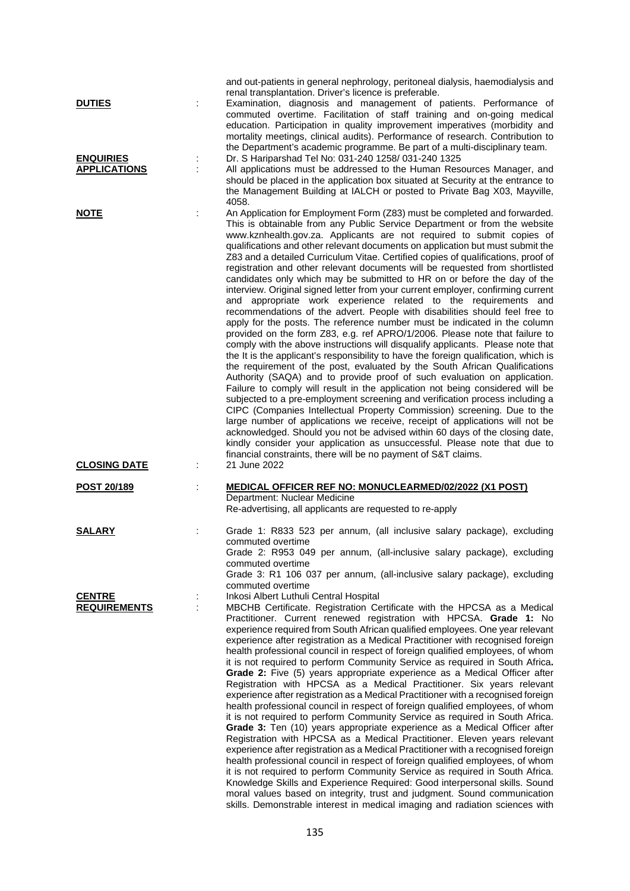and out-patients in general nephrology, peritoneal dialysis, haemodialysis and renal transplantation. Driver's licence is preferable.

**DUTIES** : Examination, diagnosis and management of patients. Performance of commuted overtime. Facilitation of staff training and on-going medical education. Participation in quality improvement imperatives (morbidity and mortality meetings, clinical audits). Performance of research. Contribution to the Department's academic programme. Be part of a multi-disciplinary team.

**ENQUIRIES** : Dr. S Hariparshad Tel No: 031-240 1258/ 031-240 1325

**APPLICATIONS** : All applications must be addressed to the Human Resources Manager, and should be placed in the application box situated at Security at the entrance to the Management Building at IALCH or posted to Private Bag X03, Mayville, 4058.

**NOTE** : An Application for Employment Form (Z83) must be completed and forwarded. This is obtainable from any Public Service Department or from the website www.kznhealth.gov.za. Applicants are not required to submit copies of qualifications and other relevant documents on application but must submit the Z83 and a detailed Curriculum Vitae. Certified copies of qualifications, proof of registration and other relevant documents will be requested from shortlisted candidates only which may be submitted to HR on or before the day of the interview. Original signed letter from your current employer, confirming current and appropriate work experience related to the requirements and recommendations of the advert. People with disabilities should feel free to apply for the posts. The reference number must be indicated in the column provided on the form Z83, e.g. ref APRO/1/2006. Please note that failure to comply with the above instructions will disqualify applicants. Please note that the It is the applicant's responsibility to have the foreign qualification, which is the requirement of the post, evaluated by the South African Qualifications Authority (SAQA) and to provide proof of such evaluation on application. Failure to comply will result in the application not being considered will be subjected to a pre-employment screening and verification process including a CIPC (Companies Intellectual Property Commission) screening. Due to the large number of applications we receive, receipt of applications will not be acknowledged. Should you not be advised within 60 days of the closing date, kindly consider your application as unsuccessful. Please note that due to financial constraints, there will be no payment of S&T claims.

**CLOSING DATE** : 21 June 2022

**POST 20/189** : **MEDICAL OFFICER REF NO: MONUCLEARMED/02/2022 (X1 POST)**
Department: Nuclear Medicine
Re-advertising, all applicants are requested to re-apply

**SALARY** : Grade 1: R833 523 per annum, (all inclusive salary package), excluding commuted overtime
Grade 2: R953 049 per annum, (all-inclusive salary package), excluding commuted overtime
Grade 3: R1 106 037 per annum, (all-inclusive salary package), excluding commuted overtime

**CENTRE** : Inkosi Albert Luthuli Central Hospital

**REQUIREMENTS** : MBCHB Certificate. Registration Certificate with the HPCSA as a Medical Practitioner. Current renewed registration with HPCSA. **Grade 1:** No experience required from South African qualified employees. One year relevant experience after registration as a Medical Practitioner with recognised foreign health professional council in respect of foreign qualified employees, of whom it is not required to perform Community Service as required in South Africa**.** **Grade 2:** Five (5) years appropriate experience as a Medical Officer after Registration with HPCSA as a Medical Practitioner. Six years relevant experience after registration as a Medical Practitioner with a recognised foreign health professional council in respect of foreign qualified employees, of whom it is not required to perform Community Service as required in South Africa. **Grade 3:** Ten (10) years appropriate experience as a Medical Officer after Registration with HPCSA as a Medical Practitioner. Eleven years relevant experience after registration as a Medical Practitioner with a recognised foreign health professional council in respect of foreign qualified employees, of whom it is not required to perform Community Service as required in South Africa. Knowledge Skills and Experience Required: Good interpersonal skills. Sound moral values based on integrity, trust and judgment. Sound communication skills. Demonstrable interest in medical imaging and radiation sciences with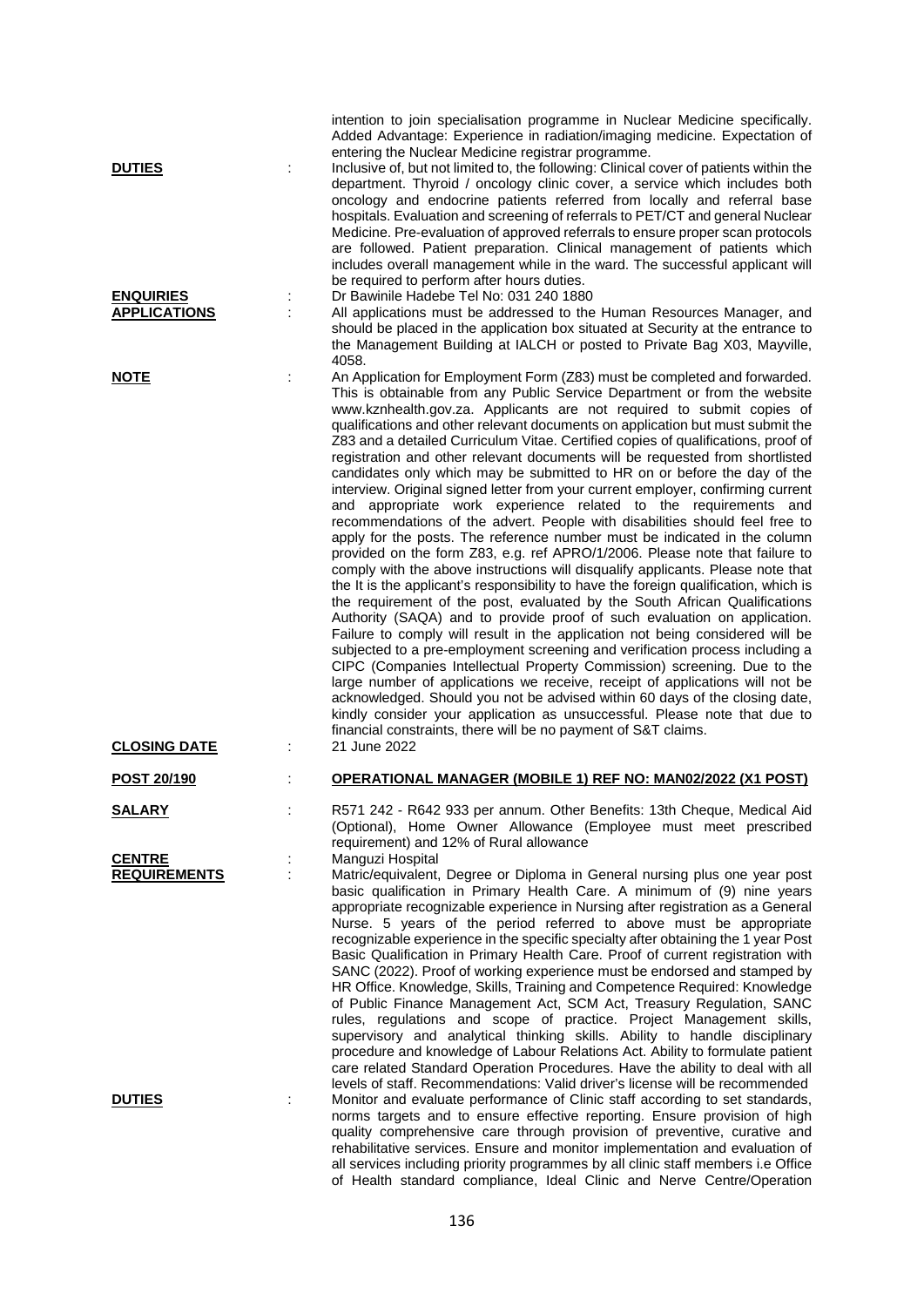intention to join specialisation programme in Nuclear Medicine specifically. Added Advantage: Experience in radiation/imaging medicine. Expectation of entering the Nuclear Medicine registrar programme.

**DUTIES** : Inclusive of, but not limited to, the following: Clinical cover of patients within the department. Thyroid / oncology clinic cover, a service which includes both oncology and endocrine patients referred from locally and referral base hospitals. Evaluation and screening of referrals to PET/CT and general Nuclear Medicine. Pre-evaluation of approved referrals to ensure proper scan protocols are followed. Patient preparation. Clinical management of patients which includes overall management while in the ward. The successful applicant will be required to perform after hours duties.

**ENQUIRIES** : Dr Bawinile Hadebe Tel No: 031 240 1880

**APPLICATIONS** : All applications must be addressed to the Human Resources Manager, and should be placed in the application box situated at Security at the entrance to the Management Building at IALCH or posted to Private Bag X03, Mayville, 4058.

**NOTE** : An Application for Employment Form (Z83) must be completed and forwarded. This is obtainable from any Public Service Department or from the website www.kznhealth.gov.za. Applicants are not required to submit copies of qualifications and other relevant documents on application but must submit the Z83 and a detailed Curriculum Vitae. Certified copies of qualifications, proof of registration and other relevant documents will be requested from shortlisted candidates only which may be submitted to HR on or before the day of the interview. Original signed letter from your current employer, confirming current and appropriate work experience related to the requirements and recommendations of the advert. People with disabilities should feel free to apply for the posts. The reference number must be indicated in the column provided on the form Z83, e.g. ref APRO/1/2006. Please note that failure to comply with the above instructions will disqualify applicants. Please note that the It is the applicant's responsibility to have the foreign qualification, which is the requirement of the post, evaluated by the South African Qualifications Authority (SAQA) and to provide proof of such evaluation on application. Failure to comply will result in the application not being considered will be subjected to a pre-employment screening and verification process including a CIPC (Companies Intellectual Property Commission) screening. Due to the large number of applications we receive, receipt of applications will not be acknowledged. Should you not be advised within 60 days of the closing date, kindly consider your application as unsuccessful. Please note that due to financial constraints, there will be no payment of S&T claims.

**CLOSING DATE** : 21 June 2022

**POST 20/190** : **OPERATIONAL MANAGER (MOBILE 1) REF NO: MAN02/2022 (X1 POST)**

**SALARY** : R571 242 - R642 933 per annum. Other Benefits: 13th Cheque, Medical Aid (Optional), Home Owner Allowance (Employee must meet prescribed requirement) and 12% of Rural allowance

**CENTRE** : Manguzi Hospital

**REQUIREMENTS** : Matric/equivalent, Degree or Diploma in General nursing plus one year post basic qualification in Primary Health Care. A minimum of (9) nine years appropriate recognizable experience in Nursing after registration as a General Nurse. 5 years of the period referred to above must be appropriate recognizable experience in the specific specialty after obtaining the 1 year Post Basic Qualification in Primary Health Care. Proof of current registration with SANC (2022). Proof of working experience must be endorsed and stamped by HR Office. Knowledge, Skills, Training and Competence Required: Knowledge of Public Finance Management Act, SCM Act, Treasury Regulation, SANC rules, regulations and scope of practice. Project Management skills, supervisory and analytical thinking skills. Ability to handle disciplinary procedure and knowledge of Labour Relations Act. Ability to formulate patient care related Standard Operation Procedures. Have the ability to deal with all levels of staff. Recommendations: Valid driver's license will be recommended

**DUTIES** : Monitor and evaluate performance of Clinic staff according to set standards, norms targets and to ensure effective reporting. Ensure provision of high quality comprehensive care through provision of preventive, curative and rehabilitative services. Ensure and monitor implementation and evaluation of all services including priority programmes by all clinic staff members i.e Office of Health standard compliance, Ideal Clinic and Nerve Centre/Operation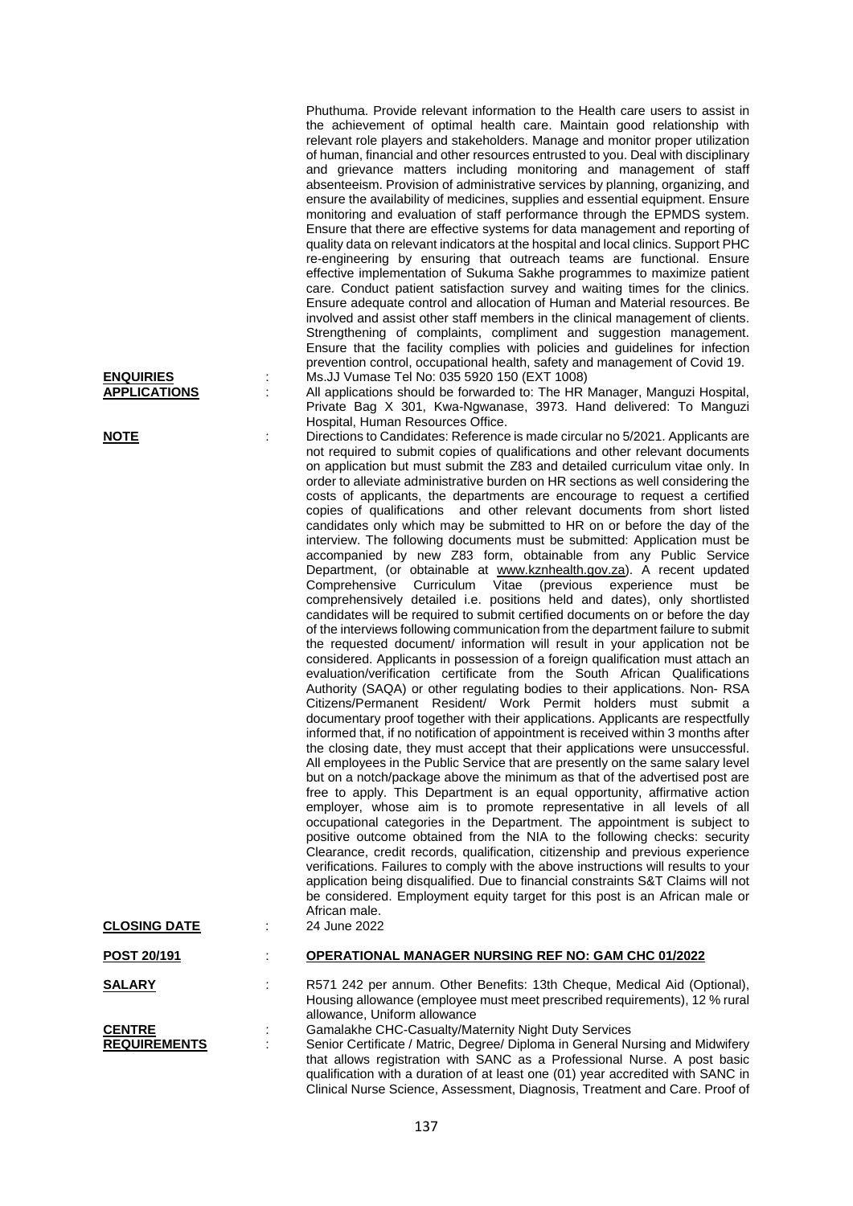Phuthuma. Provide relevant information to the Health care users to assist in the achievement of optimal health care. Maintain good relationship with relevant role players and stakeholders. Manage and monitor proper utilization of human, financial and other resources entrusted to you. Deal with disciplinary and grievance matters including monitoring and management of staff absenteeism. Provision of administrative services by planning, organizing, and ensure the availability of medicines, supplies and essential equipment. Ensure monitoring and evaluation of staff performance through the EPMDS system. Ensure that there are effective systems for data management and reporting of quality data on relevant indicators at the hospital and local clinics. Support PHC re-engineering by ensuring that outreach teams are functional. Ensure effective implementation of Sukuma Sakhe programmes to maximize patient care. Conduct patient satisfaction survey and waiting times for the clinics. Ensure adequate control and allocation of Human and Material resources. Be involved and assist other staff members in the clinical management of clients. Strengthening of complaints, compliment and suggestion management. Ensure that the facility complies with policies and guidelines for infection prevention control, occupational health, safety and management of Covid 19.

**ENQUIRIES** : Ms.JJ Vumase Tel No: 035 5920 150 (EXT 1008)

**APPLICATIONS** : All applications should be forwarded to: The HR Manager, Manguzi Hospital, Private Bag X 301, Kwa-Ngwanase, 3973. Hand delivered: To Manguzi Hospital, Human Resources Office.

**NOTE** : Directions to Candidates: Reference is made circular no 5/2021. Applicants are not required to submit copies of qualifications and other relevant documents on application but must submit the Z83 and detailed curriculum vitae only. In order to alleviate administrative burden on HR sections as well considering the costs of applicants, the departments are encourage to request a certified copies of qualifications and other relevant documents from short listed candidates only which may be submitted to HR on or before the day of the interview. The following documents must be submitted: Application must be accompanied by new Z83 form, obtainable from any Public Service Department, (or obtainable at www.kznhealth.gov.za). A recent updated Comprehensive Curriculum Vitae (previous experience must be comprehensively detailed i.e. positions held and dates), only shortlisted candidates will be required to submit certified documents on or before the day of the interviews following communication from the department failure to submit the requested document/ information will result in your application not be considered. Applicants in possession of a foreign qualification must attach an evaluation/verification certificate from the South African Qualifications Authority (SAQA) or other regulating bodies to their applications. Non- RSA Citizens/Permanent Resident/ Work Permit holders must submit a documentary proof together with their applications. Applicants are respectfully informed that, if no notification of appointment is received within 3 months after the closing date, they must accept that their applications were unsuccessful. All employees in the Public Service that are presently on the same salary level but on a notch/package above the minimum as that of the advertised post are free to apply. This Department is an equal opportunity, affirmative action employer, whose aim is to promote representative in all levels of all occupational categories in the Department. The appointment is subject to positive outcome obtained from the NIA to the following checks: security Clearance, credit records, qualification, citizenship and previous experience verifications. Failures to comply with the above instructions will results to your application being disqualified. Due to financial constraints S&T Claims will not be considered. Employment equity target for this post is an African male or African male.

**CLOSING DATE** : 24 June 2022

**POST 20/191** : **OPERATIONAL MANAGER NURSING REF NO: GAM CHC 01/2022**

**SALARY** : R571 242 per annum. Other Benefits: 13th Cheque, Medical Aid (Optional), Housing allowance (employee must meet prescribed requirements), 12 % rural allowance, Uniform allowance

**CENTRE** : Gamalakhe CHC-Casualty/Maternity Night Duty Services

**REQUIREMENTS** : Senior Certificate / Matric, Degree/ Diploma in General Nursing and Midwifery that allows registration with SANC as a Professional Nurse. A post basic qualification with a duration of at least one (01) year accredited with SANC in Clinical Nurse Science, Assessment, Diagnosis, Treatment and Care. Proof of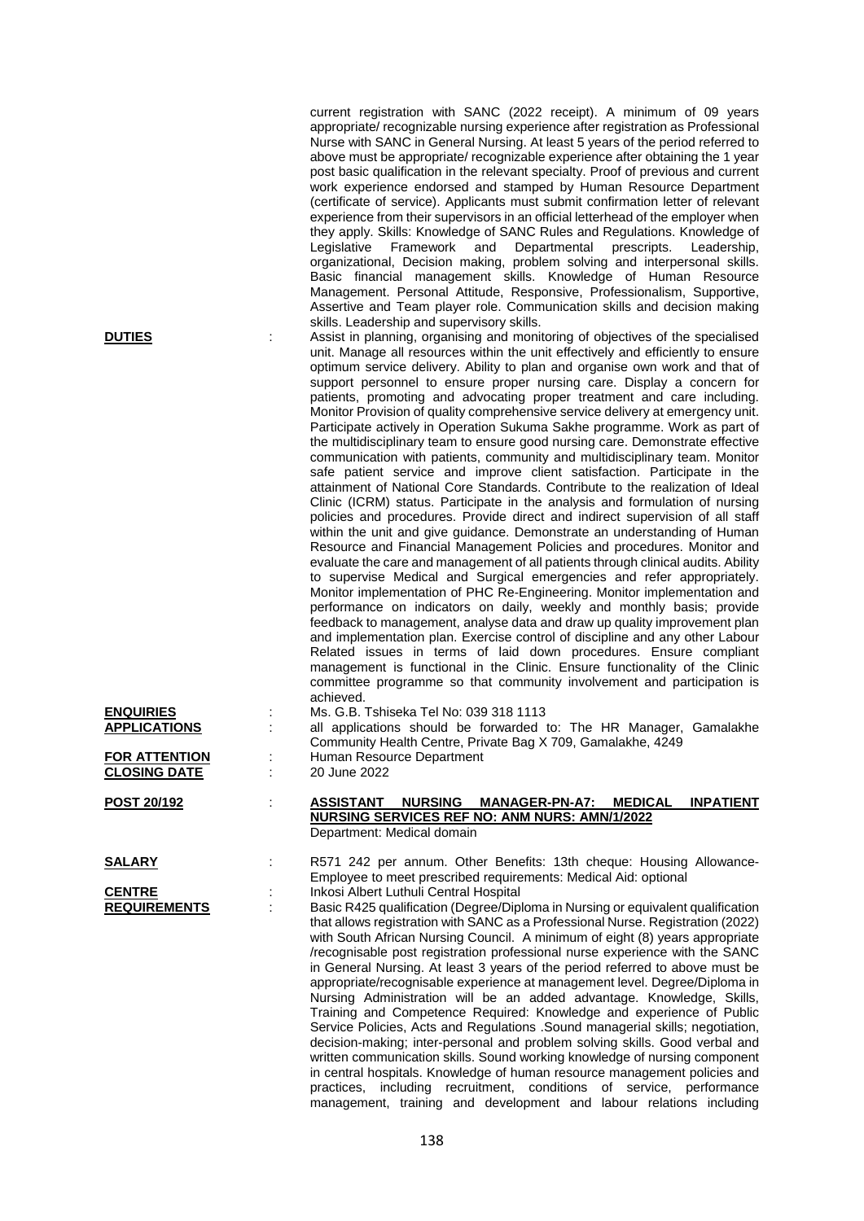current registration with SANC (2022 receipt). A minimum of 09 years appropriate/ recognizable nursing experience after registration as Professional Nurse with SANC in General Nursing. At least 5 years of the period referred to above must be appropriate/ recognizable experience after obtaining the 1 year post basic qualification in the relevant specialty. Proof of previous and current work experience endorsed and stamped by Human Resource Department (certificate of service). Applicants must submit confirmation letter of relevant experience from their supervisors in an official letterhead of the employer when they apply. Skills: Knowledge of SANC Rules and Regulations. Knowledge of Legislative Framework and Departmental prescripts. Leadership, organizational, Decision making, problem solving and interpersonal skills. Basic financial management skills. Knowledge of Human Resource Management. Personal Attitude, Responsive, Professionalism, Supportive, Assertive and Team player role. Communication skills and decision making skills. Leadership and supervisory skills.

**DUTIES** : Assist in planning, organising and monitoring of objectives of the specialised unit. Manage all resources within the unit effectively and efficiently to ensure optimum service delivery. Ability to plan and organise own work and that of support personnel to ensure proper nursing care. Display a concern for patients, promoting and advocating proper treatment and care including. Monitor Provision of quality comprehensive service delivery at emergency unit. Participate actively in Operation Sukuma Sakhe programme. Work as part of the multidisciplinary team to ensure good nursing care. Demonstrate effective communication with patients, community and multidisciplinary team. Monitor safe patient service and improve client satisfaction. Participate in the attainment of National Core Standards. Contribute to the realization of Ideal Clinic (ICRM) status. Participate in the analysis and formulation of nursing policies and procedures. Provide direct and indirect supervision of all staff within the unit and give guidance. Demonstrate an understanding of Human Resource and Financial Management Policies and procedures. Monitor and evaluate the care and management of all patients through clinical audits. Ability to supervise Medical and Surgical emergencies and refer appropriately. Monitor implementation of PHC Re-Engineering. Monitor implementation and performance on indicators on daily, weekly and monthly basis; provide feedback to management, analyse data and draw up quality improvement plan and implementation plan. Exercise control of discipline and any other Labour Related issues in terms of laid down procedures. Ensure compliant management is functional in the Clinic. Ensure functionality of the Clinic committee programme so that community involvement and participation is achieved.

**ENQUIRIES** : Ms. G.B. Tshiseka Tel No: 039 318 1113

**APPLICATIONS** : all applications should be forwarded to: The HR Manager, Gamalakhe Community Health Centre, Private Bag X 709, Gamalakhe, 4249

**FOR ATTENTION** : Human Resource Department

**CLOSING DATE** : 20 June 2022

**POST 20/192** : **ASSISTANT NURSING MANAGER-PN-A7: MEDICAL INPATIENT NURSING SERVICES REF NO: ANM NURS: AMN/1/2022**

Department: Medical domain

**SALARY** : R571 242 per annum. Other Benefits: 13th cheque: Housing Allowance-Employee to meet prescribed requirements: Medical Aid: optional

**CENTRE** : Inkosi Albert Luthuli Central Hospital

**REQUIREMENTS** : Basic R425 qualification (Degree/Diploma in Nursing or equivalent qualification that allows registration with SANC as a Professional Nurse. Registration (2022) with South African Nursing Council. A minimum of eight (8) years appropriate /recognisable post registration professional nurse experience with the SANC in General Nursing. At least 3 years of the period referred to above must be appropriate/recognisable experience at management level. Degree/Diploma in Nursing Administration will be an added advantage. Knowledge, Skills, Training and Competence Required: Knowledge and experience of Public Service Policies, Acts and Regulations .Sound managerial skills; negotiation, decision-making; inter-personal and problem solving skills. Good verbal and written communication skills. Sound working knowledge of nursing component in central hospitals. Knowledge of human resource management policies and practices, including recruitment, conditions of service, performance management, training and development and labour relations including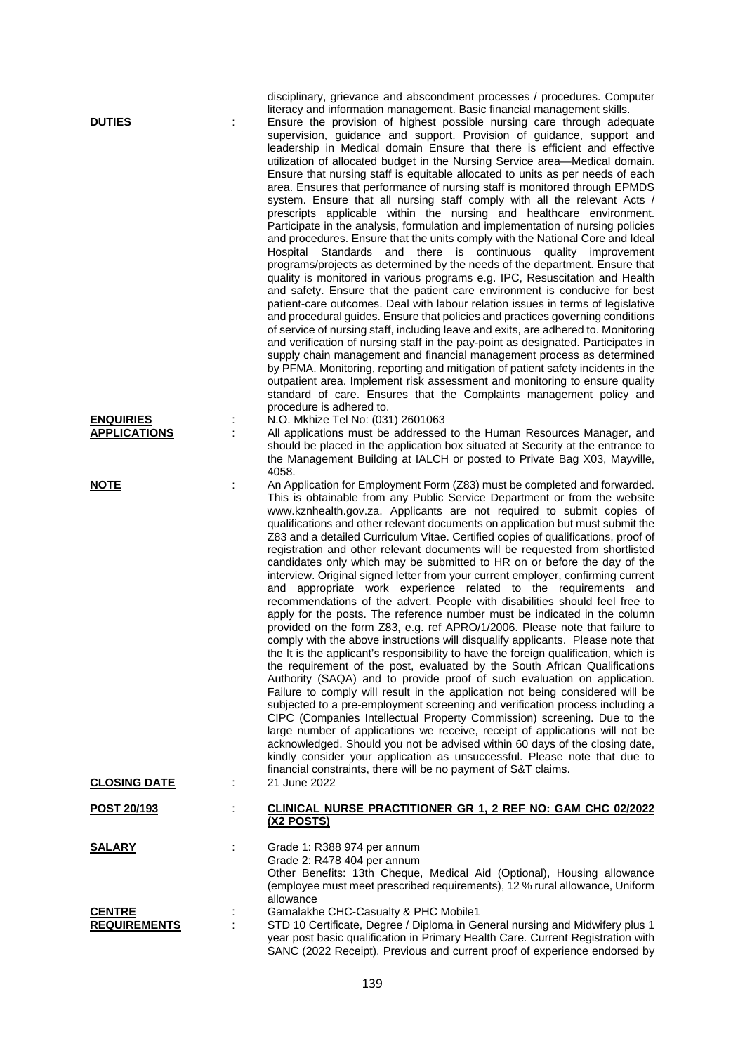disciplinary, grievance and abscondment processes / procedures. Computer literacy and information management. Basic financial management skills.

**DUTIES** : Ensure the provision of highest possible nursing care through adequate supervision, guidance and support. Provision of guidance, support and leadership in Medical domain Ensure that there is efficient and effective utilization of allocated budget in the Nursing Service area—Medical domain. Ensure that nursing staff is equitable allocated to units as per needs of each area. Ensures that performance of nursing staff is monitored through EPMDS system. Ensure that all nursing staff comply with all the relevant Acts / prescripts applicable within the nursing and healthcare environment. Participate in the analysis, formulation and implementation of nursing policies and procedures. Ensure that the units comply with the National Core and Ideal Hospital Standards and there is continuous quality improvement programs/projects as determined by the needs of the department. Ensure that quality is monitored in various programs e.g. IPC, Resuscitation and Health and safety. Ensure that the patient care environment is conducive for best patient-care outcomes. Deal with labour relation issues in terms of legislative and procedural guides. Ensure that policies and practices governing conditions of service of nursing staff, including leave and exits, are adhered to. Monitoring and verification of nursing staff in the pay-point as designated. Participates in supply chain management and financial management process as determined by PFMA. Monitoring, reporting and mitigation of patient safety incidents in the outpatient area. Implement risk assessment and monitoring to ensure quality standard of care. Ensures that the Complaints management policy and procedure is adhered to.

**ENQUIRIES** : N.O. Mkhize Tel No: (031) 2601063

**APPLICATIONS** : All applications must be addressed to the Human Resources Manager, and should be placed in the application box situated at Security at the entrance to the Management Building at IALCH or posted to Private Bag X03, Mayville, 4058.

**NOTE** : An Application for Employment Form (Z83) must be completed and forwarded. This is obtainable from any Public Service Department or from the website www.kznhealth.gov.za. Applicants are not required to submit copies of qualifications and other relevant documents on application but must submit the Z83 and a detailed Curriculum Vitae. Certified copies of qualifications, proof of registration and other relevant documents will be requested from shortlisted candidates only which may be submitted to HR on or before the day of the interview. Original signed letter from your current employer, confirming current and appropriate work experience related to the requirements and recommendations of the advert. People with disabilities should feel free to apply for the posts. The reference number must be indicated in the column provided on the form Z83, e.g. ref APRO/1/2006. Please note that failure to comply with the above instructions will disqualify applicants. Please note that the It is the applicant's responsibility to have the foreign qualification, which is the requirement of the post, evaluated by the South African Qualifications Authority (SAQA) and to provide proof of such evaluation on application. Failure to comply will result in the application not being considered will be subjected to a pre-employment screening and verification process including a CIPC (Companies Intellectual Property Commission) screening. Due to the large number of applications we receive, receipt of applications will not be acknowledged. Should you not be advised within 60 days of the closing date, kindly consider your application as unsuccessful. Please note that due to financial constraints, there will be no payment of S&T claims.

**CLOSING DATE** : 21 June 2022

**POST 20/193** : **CLINICAL NURSE PRACTITIONER GR 1, 2 REF NO: GAM CHC 02/2022 (X2 POSTS)**

**SALARY** : Grade 1: R388 974 per annum
Grade 2: R478 404 per annum
Other Benefits: 13th Cheque, Medical Aid (Optional), Housing allowance (employee must meet prescribed requirements), 12 % rural allowance, Uniform allowance

**CENTRE** : Gamalakhe CHC-Casualty & PHC Mobile1

**REQUIREMENTS** : STD 10 Certificate, Degree / Diploma in General nursing and Midwifery plus 1 year post basic qualification in Primary Health Care. Current Registration with SANC (2022 Receipt). Previous and current proof of experience endorsed by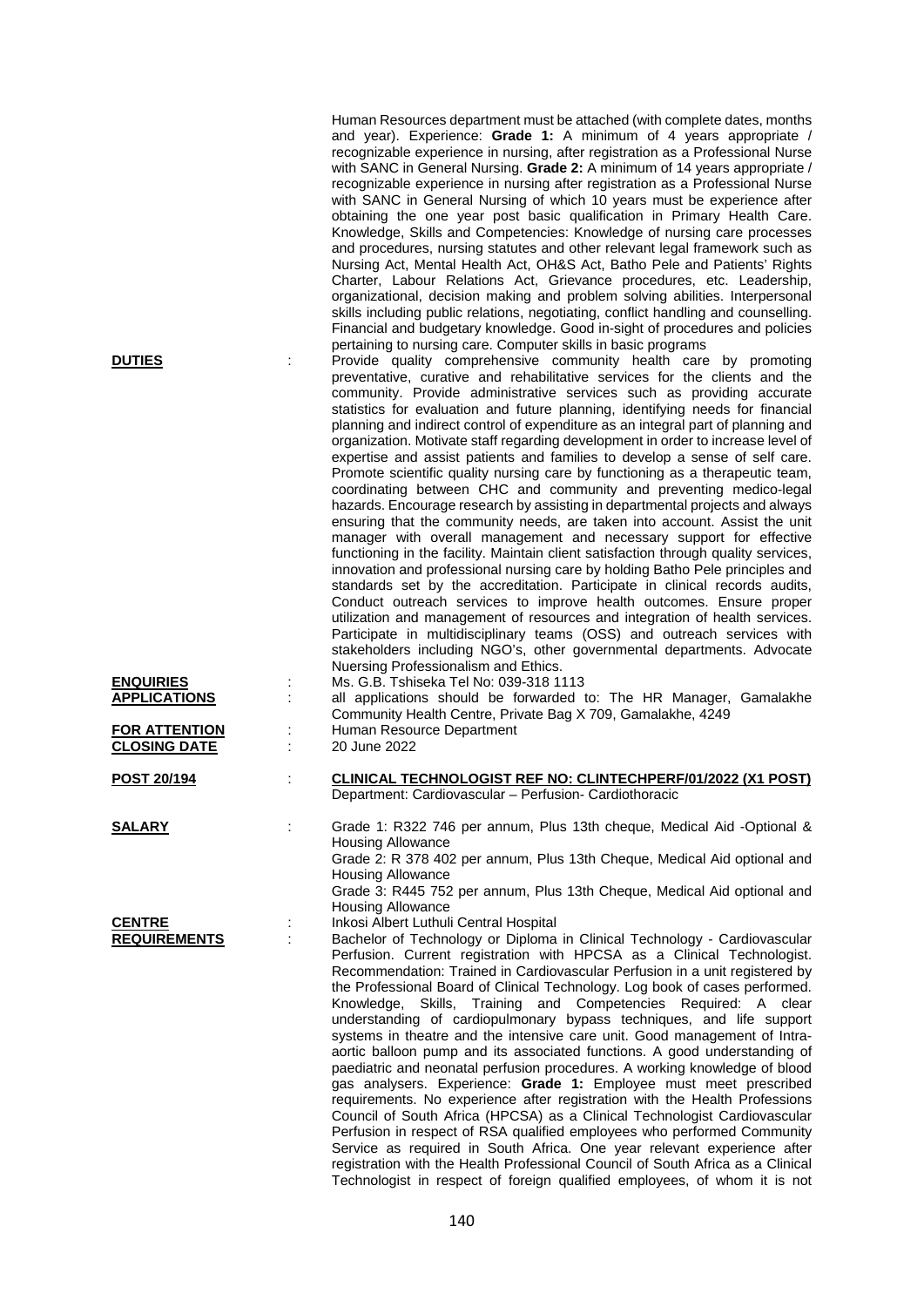Human Resources department must be attached (with complete dates, months and year). Experience: **Grade 1:** A minimum of 4 years appropriate / recognizable experience in nursing, after registration as a Professional Nurse with SANC in General Nursing. **Grade 2:** A minimum of 14 years appropriate / recognizable experience in nursing after registration as a Professional Nurse with SANC in General Nursing of which 10 years must be experience after obtaining the one year post basic qualification in Primary Health Care. Knowledge, Skills and Competencies: Knowledge of nursing care processes and procedures, nursing statutes and other relevant legal framework such as Nursing Act, Mental Health Act, OH&S Act, Batho Pele and Patients' Rights Charter, Labour Relations Act, Grievance procedures, etc. Leadership, organizational, decision making and problem solving abilities. Interpersonal skills including public relations, negotiating, conflict handling and counselling. Financial and budgetary knowledge. Good in-sight of procedures and policies pertaining to nursing care. Computer skills in basic programs

**DUTIES** : Provide quality comprehensive community health care by promoting preventative, curative and rehabilitative services for the clients and the community. Provide administrative services such as providing accurate statistics for evaluation and future planning, identifying needs for financial planning and indirect control of expenditure as an integral part of planning and organization. Motivate staff regarding development in order to increase level of expertise and assist patients and families to develop a sense of self care. Promote scientific quality nursing care by functioning as a therapeutic team, coordinating between CHC and community and preventing medico-legal hazards. Encourage research by assisting in departmental projects and always ensuring that the community needs, are taken into account. Assist the unit manager with overall management and necessary support for effective functioning in the facility. Maintain client satisfaction through quality services, innovation and professional nursing care by holding Batho Pele principles and standards set by the accreditation. Participate in clinical records audits, Conduct outreach services to improve health outcomes. Ensure proper utilization and management of resources and integration of health services. Participate in multidisciplinary teams (OSS) and outreach services with stakeholders including NGO's, other governmental departments. Advocate Nuersing Professionalism and Ethics.

**ENQUIRIES** : Ms. G.B. Tshiseka Tel No: 039-318 1113

**APPLICATIONS** : all applications should be forwarded to: The HR Manager, Gamalakhe Community Health Centre, Private Bag X 709, Gamalakhe, 4249

**FOR ATTENTION** : Human Resource Department

**CLOSING DATE** : 20 June 2022

**POST 20/194** : **CLINICAL TECHNOLOGIST REF NO: CLINTECHPERF/01/2022 (X1 POST)**
Department: Cardiovascular – Perfusion- Cardiothoracic

**SALARY** : Grade 1: R322 746 per annum, Plus 13th cheque, Medical Aid -Optional & Housing Allowance
Grade 2: R 378 402 per annum, Plus 13th Cheque, Medical Aid optional and Housing Allowance
Grade 3: R445 752 per annum, Plus 13th Cheque, Medical Aid optional and Housing Allowance

**CENTRE** : Inkosi Albert Luthuli Central Hospital

**REQUIREMENTS** : Bachelor of Technology or Diploma in Clinical Technology - Cardiovascular Perfusion. Current registration with HPCSA as a Clinical Technologist. Recommendation: Trained in Cardiovascular Perfusion in a unit registered by the Professional Board of Clinical Technology. Log book of cases performed. Knowledge, Skills, Training and Competencies Required: A clear understanding of cardiopulmonary bypass techniques, and life support systems in theatre and the intensive care unit. Good management of Intra-aortic balloon pump and its associated functions. A good understanding of paediatric and neonatal perfusion procedures. A working knowledge of blood gas analysers. Experience: **Grade 1:** Employee must meet prescribed requirements. No experience after registration with the Health Professions Council of South Africa (HPCSA) as a Clinical Technologist Cardiovascular Perfusion in respect of RSA qualified employees who performed Community Service as required in South Africa. One year relevant experience after registration with the Health Professional Council of South Africa as a Clinical Technologist in respect of foreign qualified employees, of whom it is not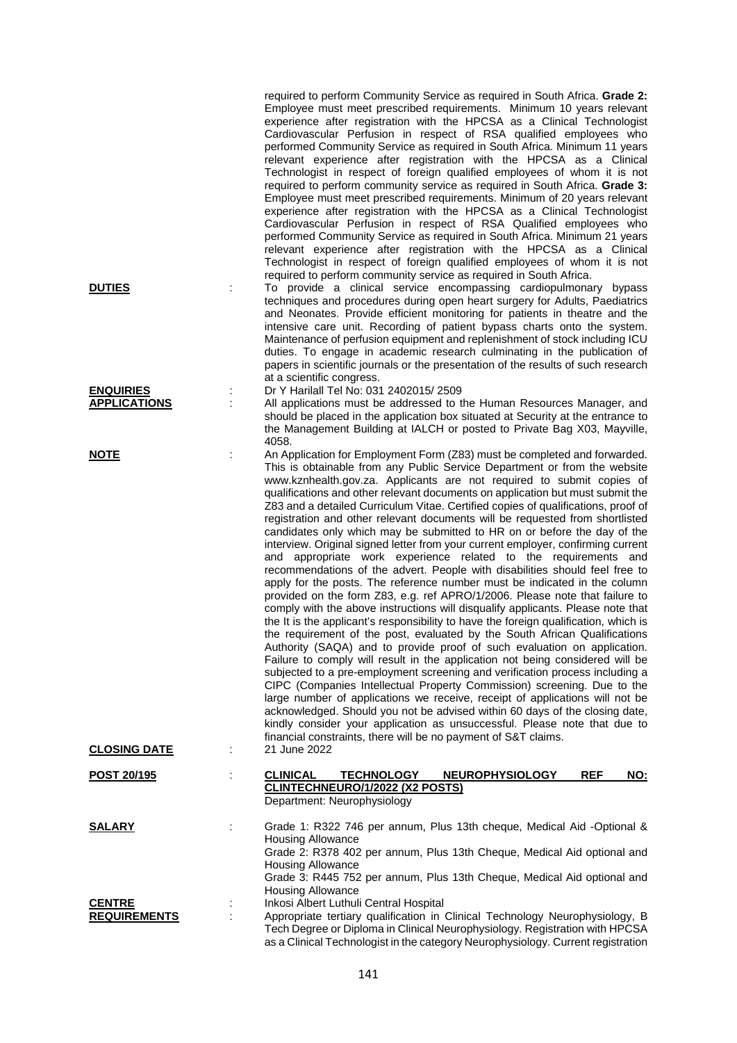required to perform Community Service as required in South Africa. **Grade 2:** Employee must meet prescribed requirements. Minimum 10 years relevant experience after registration with the HPCSA as a Clinical Technologist Cardiovascular Perfusion in respect of RSA qualified employees who performed Community Service as required in South Africa. Minimum 11 years relevant experience after registration with the HPCSA as a Clinical Technologist in respect of foreign qualified employees of whom it is not required to perform community service as required in South Africa. **Grade 3:** Employee must meet prescribed requirements. Minimum of 20 years relevant experience after registration with the HPCSA as a Clinical Technologist Cardiovascular Perfusion in respect of RSA Qualified employees who performed Community Service as required in South Africa. Minimum 21 years relevant experience after registration with the HPCSA as a Clinical Technologist in respect of foreign qualified employees of whom it is not required to perform community service as required in South Africa.

**DUTIES** : To provide a clinical service encompassing cardiopulmonary bypass techniques and procedures during open heart surgery for Adults, Paediatrics and Neonates. Provide efficient monitoring for patients in theatre and the intensive care unit. Recording of patient bypass charts onto the system. Maintenance of perfusion equipment and replenishment of stock including ICU duties. To engage in academic research culminating in the publication of papers in scientific journals or the presentation of the results of such research at a scientific congress.

**ENQUIRIES** : Dr Y Harilall Tel No: 031 2402015/ 2509

**APPLICATIONS** : All applications must be addressed to the Human Resources Manager, and should be placed in the application box situated at Security at the entrance to the Management Building at IALCH or posted to Private Bag X03, Mayville, 4058.

**NOTE** : An Application for Employment Form (Z83) must be completed and forwarded. This is obtainable from any Public Service Department or from the website www.kznhealth.gov.za. Applicants are not required to submit copies of qualifications and other relevant documents on application but must submit the Z83 and a detailed Curriculum Vitae. Certified copies of qualifications, proof of registration and other relevant documents will be requested from shortlisted candidates only which may be submitted to HR on or before the day of the interview. Original signed letter from your current employer, confirming current and appropriate work experience related to the requirements and recommendations of the advert. People with disabilities should feel free to apply for the posts. The reference number must be indicated in the column provided on the form Z83, e.g. ref APRO/1/2006. Please note that failure to comply with the above instructions will disqualify applicants. Please note that the It is the applicant's responsibility to have the foreign qualification, which is the requirement of the post, evaluated by the South African Qualifications Authority (SAQA) and to provide proof of such evaluation on application. Failure to comply will result in the application not being considered will be subjected to a pre-employment screening and verification process including a CIPC (Companies Intellectual Property Commission) screening. Due to the large number of applications we receive, receipt of applications will not be acknowledged. Should you not be advised within 60 days of the closing date, kindly consider your application as unsuccessful. Please note that due to financial constraints, there will be no payment of S&T claims.

**CLOSING DATE** : 21 June 2022

**POST 20/195** : **CLINICAL TECHNOLOGY NEUROPHYSIOLOGY REF NO: CLINTECHNEURO/1/2022 (X2 POSTS)**
Department: Neurophysiology

**SALARY** : Grade 1: R322 746 per annum, Plus 13th cheque, Medical Aid -Optional & Housing Allowance
Grade 2: R378 402 per annum, Plus 13th Cheque, Medical Aid optional and Housing Allowance
Grade 3: R445 752 per annum, Plus 13th Cheque, Medical Aid optional and Housing Allowance

**CENTRE** : Inkosi Albert Luthuli Central Hospital

**REQUIREMENTS** : Appropriate tertiary qualification in Clinical Technology Neurophysiology, B Tech Degree or Diploma in Clinical Neurophysiology. Registration with HPCSA as a Clinical Technologist in the category Neurophysiology. Current registration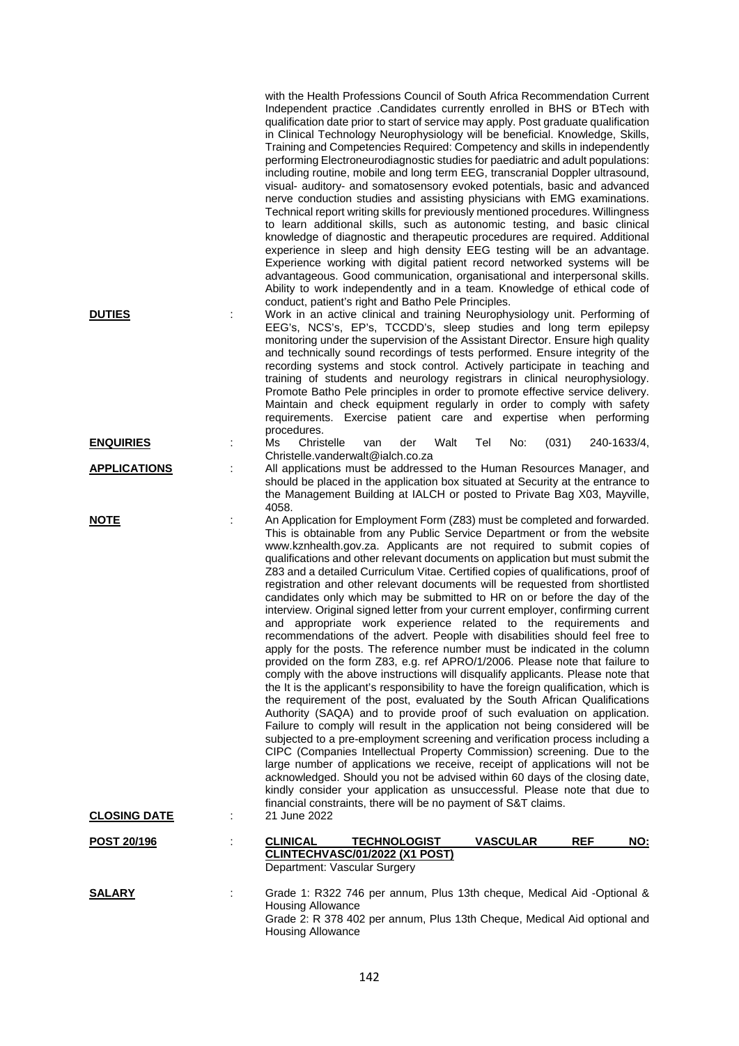with the Health Professions Council of South Africa Recommendation Current Independent practice .Candidates currently enrolled in BHS or BTech with qualification date prior to start of service may apply. Post graduate qualification in Clinical Technology Neurophysiology will be beneficial. Knowledge, Skills, Training and Competencies Required: Competency and skills in independently performing Electroneurodiagnostic studies for paediatric and adult populations: including routine, mobile and long term EEG, transcranial Doppler ultrasound, visual- auditory- and somatosensory evoked potentials, basic and advanced nerve conduction studies and assisting physicians with EMG examinations. Technical report writing skills for previously mentioned procedures. Willingness to learn additional skills, such as autonomic testing, and basic clinical knowledge of diagnostic and therapeutic procedures are required. Additional experience in sleep and high density EEG testing will be an advantage. Experience working with digital patient record networked systems will be advantageous. Good communication, organisational and interpersonal skills. Ability to work independently and in a team. Knowledge of ethical code of conduct, patient's right and Batho Pele Principles.

**DUTIES** : Work in an active clinical and training Neurophysiology unit. Performing of EEG's, NCS's, EP's, TCCDD's, sleep studies and long term epilepsy monitoring under the supervision of the Assistant Director. Ensure high quality and technically sound recordings of tests performed. Ensure integrity of the recording systems and stock control. Actively participate in teaching and training of students and neurology registrars in clinical neurophysiology. Promote Batho Pele principles in order to promote effective service delivery. Maintain and check equipment regularly in order to comply with safety requirements. Exercise patient care and expertise when performing procedures.

**ENQUIRIES** : Ms Christelle van der Walt Tel No: (031) 240-1633/4, Christelle.vanderwalt@ialch.co.za

**APPLICATIONS** : All applications must be addressed to the Human Resources Manager, and should be placed in the application box situated at Security at the entrance to the Management Building at IALCH or posted to Private Bag X03, Mayville, 4058.

**NOTE** : An Application for Employment Form (Z83) must be completed and forwarded. This is obtainable from any Public Service Department or from the website www.kznhealth.gov.za. Applicants are not required to submit copies of qualifications and other relevant documents on application but must submit the Z83 and a detailed Curriculum Vitae. Certified copies of qualifications, proof of registration and other relevant documents will be requested from shortlisted candidates only which may be submitted to HR on or before the day of the interview. Original signed letter from your current employer, confirming current and appropriate work experience related to the requirements and recommendations of the advert. People with disabilities should feel free to apply for the posts. The reference number must be indicated in the column provided on the form Z83, e.g. ref APRO/1/2006. Please note that failure to comply with the above instructions will disqualify applicants. Please note that the It is the applicant's responsibility to have the foreign qualification, which is the requirement of the post, evaluated by the South African Qualifications Authority (SAQA) and to provide proof of such evaluation on application. Failure to comply will result in the application not being considered will be subjected to a pre-employment screening and verification process including a CIPC (Companies Intellectual Property Commission) screening. Due to the large number of applications we receive, receipt of applications will not be acknowledged. Should you not be advised within 60 days of the closing date, kindly consider your application as unsuccessful. Please note that due to financial constraints, there will be no payment of S&T claims.

**CLOSING DATE** : 21 June 2022

**POST 20/196** : **CLINICAL TECHNOLOGIST VASCULAR REF NO: CLINTECHVASC/01/2022 (X1 POST)**
Department: Vascular Surgery

**SALARY** : Grade 1: R322 746 per annum, Plus 13th cheque, Medical Aid -Optional & Housing Allowance
Grade 2: R 378 402 per annum, Plus 13th Cheque, Medical Aid optional and Housing Allowance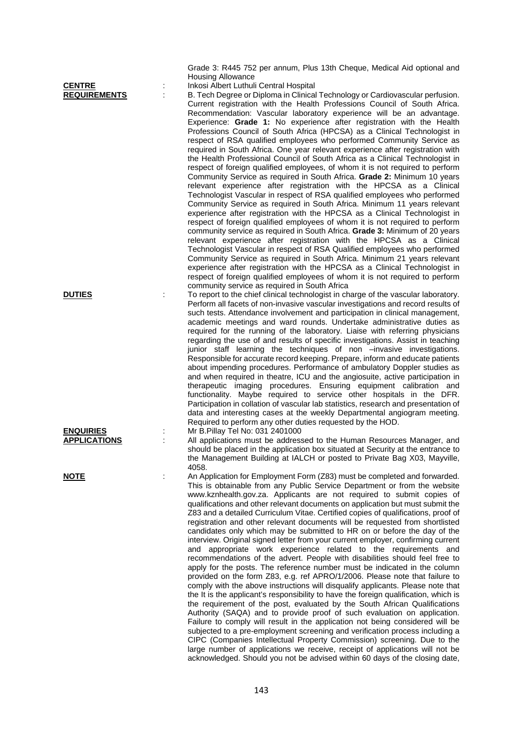Grade 3: R445 752 per annum, Plus 13th Cheque, Medical Aid optional and Housing Allowance

**CENTRE** : Inkosi Albert Luthuli Central Hospital

**REQUIREMENTS** : B. Tech Degree or Diploma in Clinical Technology or Cardiovascular perfusion. Current registration with the Health Professions Council of South Africa. Recommendation: Vascular laboratory experience will be an advantage. Experience: **Grade 1:** No experience after registration with the Health Professions Council of South Africa (HPCSA) as a Clinical Technologist in respect of RSA qualified employees who performed Community Service as required in South Africa. One year relevant experience after registration with the Health Professional Council of South Africa as a Clinical Technologist in respect of foreign qualified employees, of whom it is not required to perform Community Service as required in South Africa. **Grade 2:** Minimum 10 years relevant experience after registration with the HPCSA as a Clinical Technologist Vascular in respect of RSA qualified employees who performed Community Service as required in South Africa. Minimum 11 years relevant experience after registration with the HPCSA as a Clinical Technologist in respect of foreign qualified employees of whom it is not required to perform community service as required in South Africa. **Grade 3:** Minimum of 20 years relevant experience after registration with the HPCSA as a Clinical Technologist Vascular in respect of RSA Qualified employees who performed Community Service as required in South Africa. Minimum 21 years relevant experience after registration with the HPCSA as a Clinical Technologist in respect of foreign qualified employees of whom it is not required to perform community service as required in South Africa

**DUTIES** : To report to the chief clinical technologist in charge of the vascular laboratory. Perform all facets of non-invasive vascular investigations and record results of such tests. Attendance involvement and participation in clinical management, academic meetings and ward rounds. Undertake administrative duties as required for the running of the laboratory. Liaise with referring physicians regarding the use of and results of specific investigations. Assist in teaching junior staff learning the techniques of non –invasive investigations. Responsible for accurate record keeping. Prepare, inform and educate patients about impending procedures. Performance of ambulatory Doppler studies as and when required in theatre, ICU and the angiosuite, active participation in therapeutic imaging procedures. Ensuring equipment calibration and functionality. Maybe required to service other hospitals in the DFR. Participation in collation of vascular lab statistics, research and presentation of data and interesting cases at the weekly Departmental angiogram meeting. Required to perform any other duties requested by the HOD.

**ENQUIRIES** : Mr B.Pillay Tel No: 031 2401000

**APPLICATIONS** : All applications must be addressed to the Human Resources Manager, and should be placed in the application box situated at Security at the entrance to the Management Building at IALCH or posted to Private Bag X03, Mayville, 4058.

**NOTE** : An Application for Employment Form (Z83) must be completed and forwarded. This is obtainable from any Public Service Department or from the website www.kznhealth.gov.za. Applicants are not required to submit copies of qualifications and other relevant documents on application but must submit the Z83 and a detailed Curriculum Vitae. Certified copies of qualifications, proof of registration and other relevant documents will be requested from shortlisted candidates only which may be submitted to HR on or before the day of the interview. Original signed letter from your current employer, confirming current and appropriate work experience related to the requirements and recommendations of the advert. People with disabilities should feel free to apply for the posts. The reference number must be indicated in the column provided on the form Z83, e.g. ref APRO/1/2006. Please note that failure to comply with the above instructions will disqualify applicants. Please note that the It is the applicant's responsibility to have the foreign qualification, which is the requirement of the post, evaluated by the South African Qualifications Authority (SAQA) and to provide proof of such evaluation on application. Failure to comply will result in the application not being considered will be subjected to a pre-employment screening and verification process including a CIPC (Companies Intellectual Property Commission) screening. Due to the large number of applications we receive, receipt of applications will not be acknowledged. Should you not be advised within 60 days of the closing date,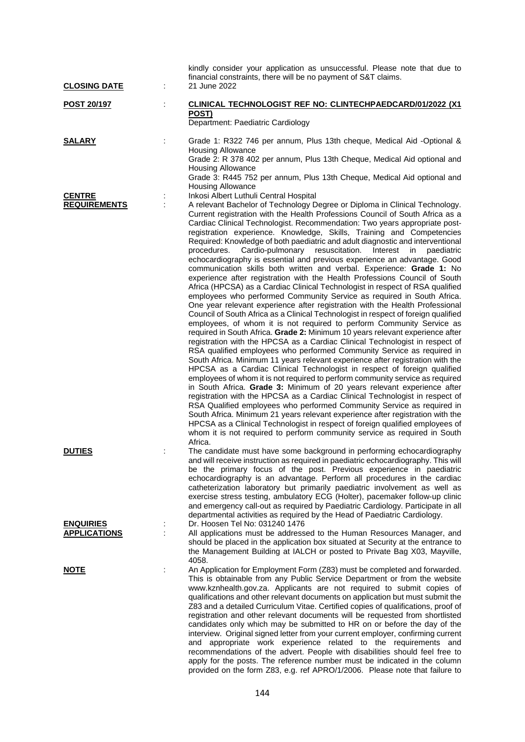kindly consider your application as unsuccessful. Please note that due to financial constraints, there will be no payment of S&T claims.

**CLOSING DATE** : 21 June 2022

**POST 20/197** : **CLINICAL TECHNOLOGIST REF NO: CLINTECHPAEDCARD/01/2022 (X1 POST)**

Department: Paediatric Cardiology

**SALARY** : Grade 1: R322 746 per annum, Plus 13th cheque, Medical Aid -Optional & Housing Allowance
Grade 2: R 378 402 per annum, Plus 13th Cheque, Medical Aid optional and Housing Allowance
Grade 3: R445 752 per annum, Plus 13th Cheque, Medical Aid optional and Housing Allowance

**CENTRE** : Inkosi Albert Luthuli Central Hospital

**REQUIREMENTS** : A relevant Bachelor of Technology Degree or Diploma in Clinical Technology. Current registration with the Health Professions Council of South Africa as a Cardiac Clinical Technologist. Recommendation: Two years appropriate post-registration experience. Knowledge, Skills, Training and Competencies Required: Knowledge of both paediatric and adult diagnostic and interventional procedures. Cardio-pulmonary resuscitation. Interest in paediatric echocardiography is essential and previous experience an advantage. Good communication skills both written and verbal. Experience: **Grade 1:** No experience after registration with the Health Professions Council of South Africa (HPCSA) as a Cardiac Clinical Technologist in respect of RSA qualified employees who performed Community Service as required in South Africa. One year relevant experience after registration with the Health Professional Council of South Africa as a Clinical Technologist in respect of foreign qualified employees, of whom it is not required to perform Community Service as required in South Africa. **Grade 2:** Minimum 10 years relevant experience after registration with the HPCSA as a Cardiac Clinical Technologist in respect of RSA qualified employees who performed Community Service as required in South Africa. Minimum 11 years relevant experience after registration with the HPCSA as a Cardiac Clinical Technologist in respect of foreign qualified employees of whom it is not required to perform community service as required in South Africa. **Grade 3:** Minimum of 20 years relevant experience after registration with the HPCSA as a Cardiac Clinical Technologist in respect of RSA Qualified employees who performed Community Service as required in South Africa. Minimum 21 years relevant experience after registration with the HPCSA as a Clinical Technologist in respect of foreign qualified employees of whom it is not required to perform community service as required in South Africa.

**DUTIES** : The candidate must have some background in performing echocardiography and will receive instruction as required in paediatric echocardiography. This will be the primary focus of the post. Previous experience in paediatric echocardiography is an advantage. Perform all procedures in the cardiac catheterization laboratory but primarily paediatric involvement as well as exercise stress testing, ambulatory ECG (Holter), pacemaker follow-up clinic and emergency call-out as required by Paediatric Cardiology. Participate in all departmental activities as required by the Head of Paediatric Cardiology.

**ENQUIRIES** : Dr. Hoosen Tel No: 031240 1476

**APPLICATIONS** : All applications must be addressed to the Human Resources Manager, and should be placed in the application box situated at Security at the entrance to the Management Building at IALCH or posted to Private Bag X03, Mayville, 4058.

**NOTE** : An Application for Employment Form (Z83) must be completed and forwarded. This is obtainable from any Public Service Department or from the website www.kznhealth.gov.za. Applicants are not required to submit copies of qualifications and other relevant documents on application but must submit the Z83 and a detailed Curriculum Vitae. Certified copies of qualifications, proof of registration and other relevant documents will be requested from shortlisted candidates only which may be submitted to HR on or before the day of the interview. Original signed letter from your current employer, confirming current and appropriate work experience related to the requirements and recommendations of the advert. People with disabilities should feel free to apply for the posts. The reference number must be indicated in the column provided on the form Z83, e.g. ref APRO/1/2006. Please note that failure to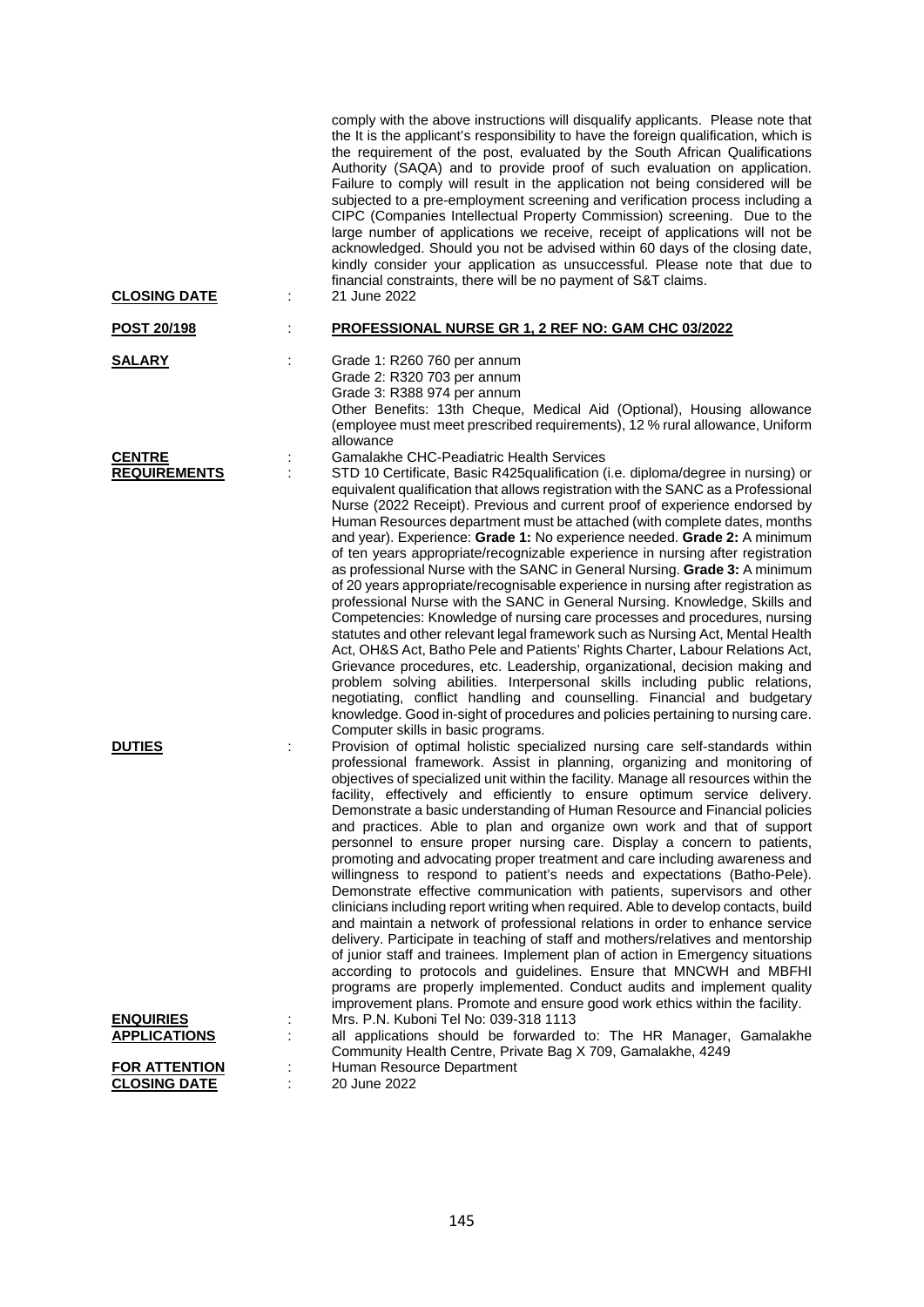comply with the above instructions will disqualify applicants. Please note that the It is the applicant's responsibility to have the foreign qualification, which is the requirement of the post, evaluated by the South African Qualifications Authority (SAQA) and to provide proof of such evaluation on application. Failure to comply will result in the application not being considered will be subjected to a pre-employment screening and verification process including a CIPC (Companies Intellectual Property Commission) screening. Due to the large number of applications we receive, receipt of applications will not be acknowledged. Should you not be advised within 60 days of the closing date, kindly consider your application as unsuccessful. Please note that due to financial constraints, there will be no payment of S&T claims.

**CLOSING DATE** : 21 June 2022

**POST 20/198** : **PROFESSIONAL NURSE GR 1, 2 REF NO: GAM CHC 03/2022**

**SALARY** : Grade 1: R260 760 per annum
Grade 2: R320 703 per annum
Grade 3: R388 974 per annum
Other Benefits: 13th Cheque, Medical Aid (Optional), Housing allowance (employee must meet prescribed requirements), 12 % rural allowance, Uniform allowance

**CENTRE** : Gamalakhe CHC-Peadiatric Health Services

**REQUIREMENTS** : STD 10 Certificate, Basic R425qualification (i.e. diploma/degree in nursing) or equivalent qualification that allows registration with the SANC as a Professional Nurse (2022 Receipt). Previous and current proof of experience endorsed by Human Resources department must be attached (with complete dates, months and year). Experience: **Grade 1:** No experience needed. **Grade 2:** A minimum of ten years appropriate/recognizable experience in nursing after registration as professional Nurse with the SANC in General Nursing. **Grade 3:** A minimum of 20 years appropriate/recognisable experience in nursing after registration as professional Nurse with the SANC in General Nursing. Knowledge, Skills and Competencies: Knowledge of nursing care processes and procedures, nursing statutes and other relevant legal framework such as Nursing Act, Mental Health Act, OH&S Act, Batho Pele and Patients' Rights Charter, Labour Relations Act, Grievance procedures, etc. Leadership, organizational, decision making and problem solving abilities. Interpersonal skills including public relations, negotiating, conflict handling and counselling. Financial and budgetary knowledge. Good in-sight of procedures and policies pertaining to nursing care. Computer skills in basic programs.

**DUTIES** : Provision of optimal holistic specialized nursing care self-standards within professional framework. Assist in planning, organizing and monitoring of objectives of specialized unit within the facility. Manage all resources within the facility, effectively and efficiently to ensure optimum service delivery. Demonstrate a basic understanding of Human Resource and Financial policies and practices. Able to plan and organize own work and that of support personnel to ensure proper nursing care. Display a concern to patients, promoting and advocating proper treatment and care including awareness and willingness to respond to patient's needs and expectations (Batho-Pele). Demonstrate effective communication with patients, supervisors and other clinicians including report writing when required. Able to develop contacts, build and maintain a network of professional relations in order to enhance service delivery. Participate in teaching of staff and mothers/relatives and mentorship of junior staff and trainees. Implement plan of action in Emergency situations according to protocols and guidelines. Ensure that MNCWH and MBFHI programs are properly implemented. Conduct audits and implement quality improvement plans. Promote and ensure good work ethics within the facility.

**ENQUIRIES** : Mrs. P.N. Kuboni Tel No: 039-318 1113

**APPLICATIONS** : all applications should be forwarded to: The HR Manager, Gamalakhe Community Health Centre, Private Bag X 709, Gamalakhe, 4249

**FOR ATTENTION** : Human Resource Department

**CLOSING DATE** : 20 June 2022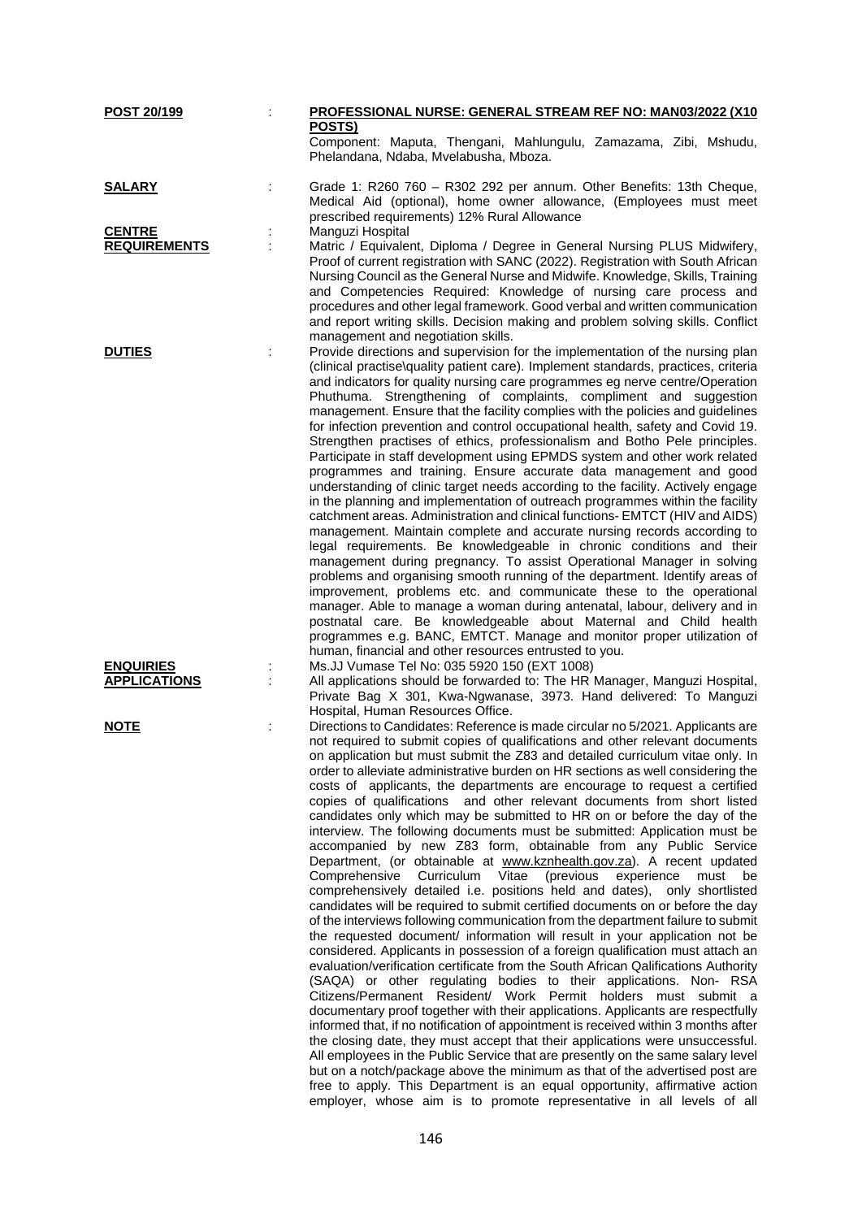**POST 20/199** : **PROFESSIONAL NURSE: GENERAL STREAM REF NO: MAN03/2022 (X10 POSTS)**
Component: Maputa, Thengani, Mahlungulu, Zamazama, Zibi, Mshudu, Phelandana, Ndaba, Mvelabusha, Mboza.

**SALARY** : Grade 1: R260 760 – R302 292 per annum. Other Benefits: 13th Cheque, Medical Aid (optional), home owner allowance, (Employees must meet prescribed requirements) 12% Rural Allowance

**CENTRE** : Manguzi Hospital

**REQUIREMENTS** : Matric / Equivalent, Diploma / Degree in General Nursing PLUS Midwifery, Proof of current registration with SANC (2022). Registration with South African Nursing Council as the General Nurse and Midwife. Knowledge, Skills, Training and Competencies Required: Knowledge of nursing care process and procedures and other legal framework. Good verbal and written communication and report writing skills. Decision making and problem solving skills. Conflict management and negotiation skills.

**DUTIES** : Provide directions and supervision for the implementation of the nursing plan (clinical practise\quality patient care). Implement standards, practices, criteria and indicators for quality nursing care programmes eg nerve centre/Operation Phuthuma. Strengthening of complaints, compliment and suggestion management. Ensure that the facility complies with the policies and guidelines for infection prevention and control occupational health, safety and Covid 19. Strengthen practises of ethics, professionalism and Botho Pele principles. Participate in staff development using EPMDS system and other work related programmes and training. Ensure accurate data management and good understanding of clinic target needs according to the facility. Actively engage in the planning and implementation of outreach programmes within the facility catchment areas. Administration and clinical functions- EMTCT (HIV and AIDS) management. Maintain complete and accurate nursing records according to legal requirements. Be knowledgeable in chronic conditions and their management during pregnancy. To assist Operational Manager in solving problems and organising smooth running of the department. Identify areas of improvement, problems etc. and communicate these to the operational manager. Able to manage a woman during antenatal, labour, delivery and in postnatal care. Be knowledgeable about Maternal and Child health programmes e.g. BANC, EMTCT. Manage and monitor proper utilization of human, financial and other resources entrusted to you.

**ENQUIRIES** : Ms.JJ Vumase Tel No: 035 5920 150 (EXT 1008)

**APPLICATIONS** : All applications should be forwarded to: The HR Manager, Manguzi Hospital, Private Bag X 301, Kwa-Ngwanase, 3973. Hand delivered: To Manguzi Hospital, Human Resources Office.

**NOTE** : Directions to Candidates: Reference is made circular no 5/2021. Applicants are not required to submit copies of qualifications and other relevant documents on application but must submit the Z83 and detailed curriculum vitae only. In order to alleviate administrative burden on HR sections as well considering the costs of applicants, the departments are encourage to request a certified copies of qualifications and other relevant documents from short listed candidates only which may be submitted to HR on or before the day of the interview. The following documents must be submitted: Application must be accompanied by new Z83 form, obtainable from any Public Service Department, (or obtainable at www.kznhealth.gov.za). A recent updated Comprehensive Curriculum Vitae (previous experience must be comprehensively detailed i.e. positions held and dates), only shortlisted candidates will be required to submit certified documents on or before the day of the interviews following communication from the department failure to submit the requested document/ information will result in your application not be considered. Applicants in possession of a foreign qualification must attach an evaluation/verification certificate from the South African Qalifications Authority (SAQA) or other regulating bodies to their applications. Non- RSA Citizens/Permanent Resident/ Work Permit holders must submit a documentary proof together with their applications. Applicants are respectfully informed that, if no notification of appointment is received within 3 months after the closing date, they must accept that their applications were unsuccessful. All employees in the Public Service that are presently on the same salary level but on a notch/package above the minimum as that of the advertised post are free to apply. This Department is an equal opportunity, affirmative action employer, whose aim is to promote representative in all levels of all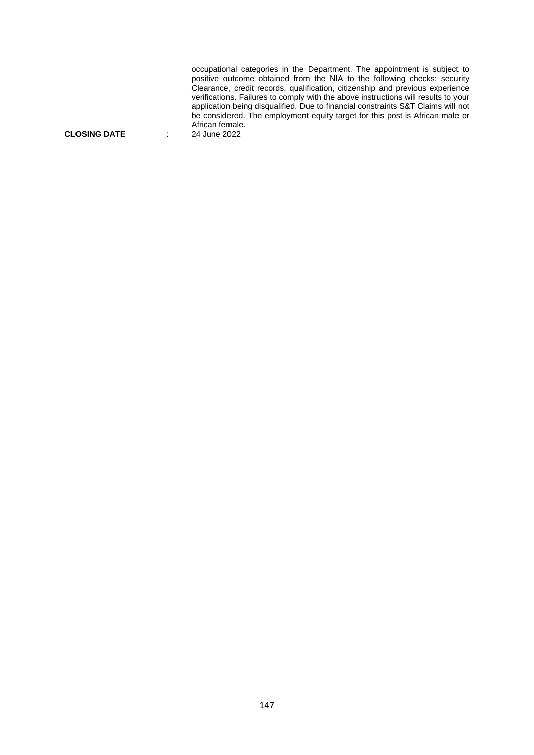occupational categories in the Department. The appointment is subject to positive outcome obtained from the NIA to the following checks: security Clearance, credit records, qualification, citizenship and previous experience verifications. Failures to comply with the above instructions will results to your application being disqualified. Due to financial constraints S&T Claims will not be considered. The employment equity target for this post is African male or African female.

**CLOSING DATE** : 24 June 2022